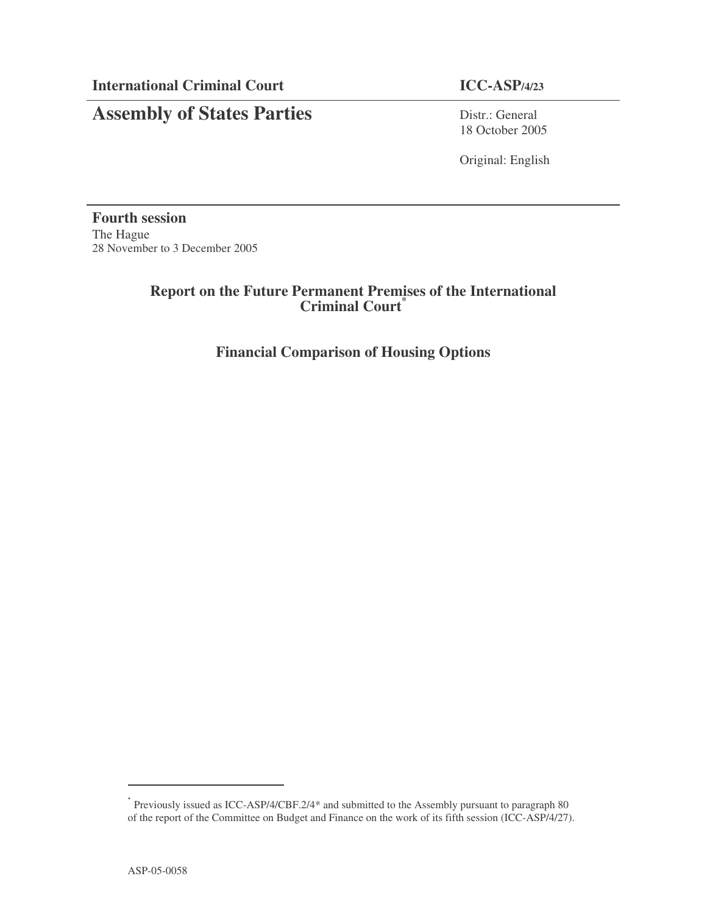**International Criminal Court** **ICC-ASP/4/23**

# Assembly of States Parties

Distr.: General
18 October 2005

Original: English

**Fourth session**
The Hague
28 November to 3 December 2005

## Report on the Future Permanent Premises of the International Criminal Court*

## Financial Comparison of Housing Options

---

* Previously issued as ICC-ASP/4/CBF.2/4* and submitted to the Assembly pursuant to paragraph 80 of the report of the Committee on Budget and Finance on the work of its fifth session (ICC-ASP/4/27).

ASP-05-0058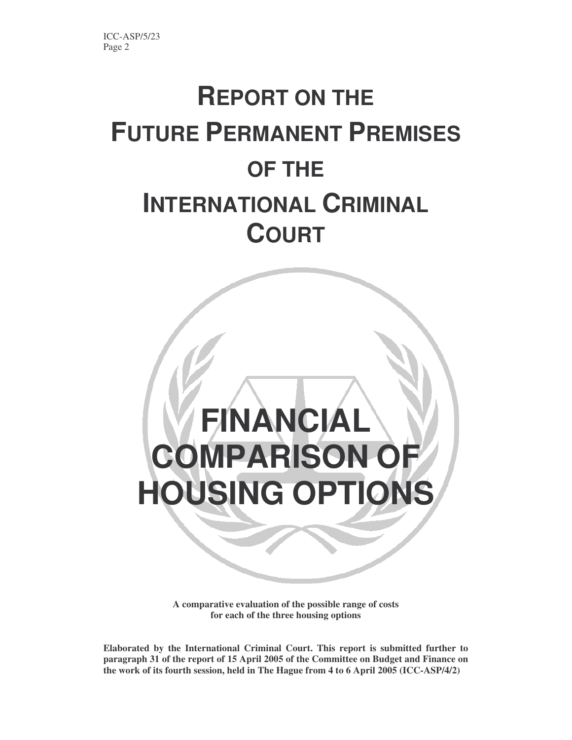# REPORT ON THE FUTURE PERMANENT PREMISES OF THE INTERNATIONAL CRIMINAL COURT

# FINANCIAL COMPARISON OF HOUSING OPTIONS

**A comparative evaluation of the possible range of costs for each of the three housing options**

**Elaborated by the International Criminal Court. This report is submitted further to paragraph 31 of the report of 15 April 2005 of the Committee on Budget and Finance on the work of its fourth session, held in The Hague from 4 to 6 April 2005 (ICC-ASP/4/2)**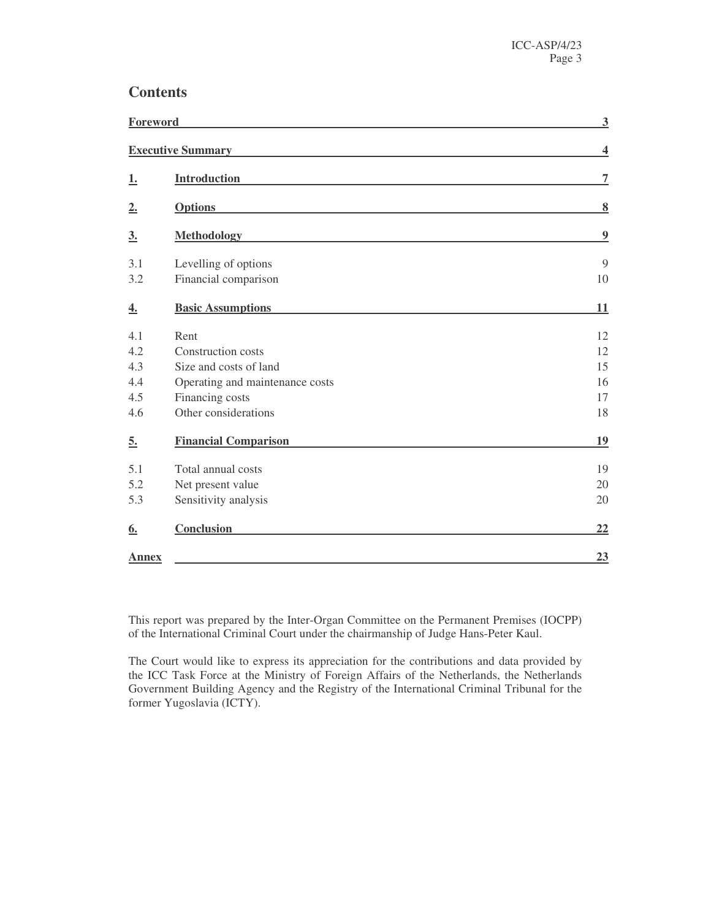## Contents

| | | |
|---|---|---|
| **Foreword** | | **3** |
| **Executive Summary** | | **4** |
| **1.** | **Introduction** | **7** |
| **2.** | **Options** | **8** |
| **3.** | **Methodology** | **9** |
| 3.1 | Levelling of options | 9 |
| 3.2 | Financial comparison | 10 |
| **4.** | **Basic Assumptions** | **11** |
| 4.1 | Rent | 12 |
| 4.2 | Construction costs | 12 |
| 4.3 | Size and costs of land | 15 |
| 4.4 | Operating and maintenance costs | 16 |
| 4.5 | Financing costs | 17 |
| 4.6 | Other considerations | 18 |
| **5.** | **Financial Comparison** | **19** |
| 5.1 | Total annual costs | 19 |
| 5.2 | Net present value | 20 |
| 5.3 | Sensitivity analysis | 20 |
| **6.** | **Conclusion** | **22** |
| **Annex** | | **23** |

This report was prepared by the Inter-Organ Committee on the Permanent Premises (IOCPP) of the International Criminal Court under the chairmanship of Judge Hans-Peter Kaul.

The Court would like to express its appreciation for the contributions and data provided by the ICC Task Force at the Ministry of Foreign Affairs of the Netherlands, the Netherlands Government Building Agency and the Registry of the International Criminal Tribunal for the former Yugoslavia (ICTY).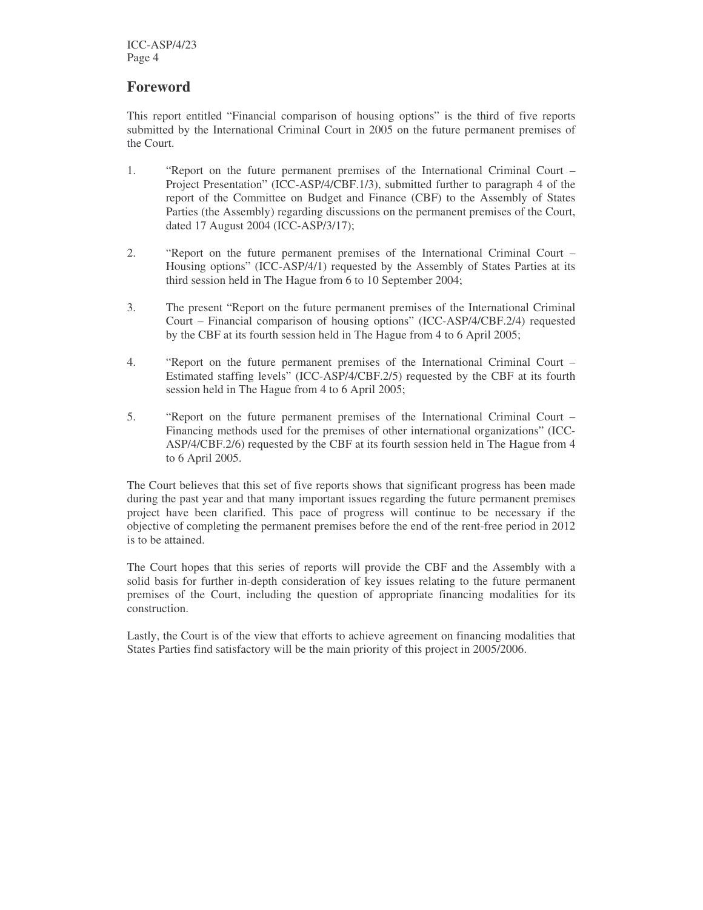## Foreword

This report entitled "Financial comparison of housing options" is the third of five reports submitted by the International Criminal Court in 2005 on the future permanent premises of the Court.

1. "Report on the future permanent premises of the International Criminal Court – Project Presentation" (ICC-ASP/4/CBF.1/3), submitted further to paragraph 4 of the report of the Committee on Budget and Finance (CBF) to the Assembly of States Parties (the Assembly) regarding discussions on the permanent premises of the Court, dated 17 August 2004 (ICC-ASP/3/17);

2. "Report on the future permanent premises of the International Criminal Court – Housing options" (ICC-ASP/4/1) requested by the Assembly of States Parties at its third session held in The Hague from 6 to 10 September 2004;

3. The present "Report on the future permanent premises of the International Criminal Court – Financial comparison of housing options" (ICC-ASP/4/CBF.2/4) requested by the CBF at its fourth session held in The Hague from 4 to 6 April 2005;

4. "Report on the future permanent premises of the International Criminal Court – Estimated staffing levels" (ICC-ASP/4/CBF.2/5) requested by the CBF at its fourth session held in The Hague from 4 to 6 April 2005;

5. "Report on the future permanent premises of the International Criminal Court – Financing methods used for the premises of other international organizations" (ICC-ASP/4/CBF.2/6) requested by the CBF at its fourth session held in The Hague from 4 to 6 April 2005.

The Court believes that this set of five reports shows that significant progress has been made during the past year and that many important issues regarding the future permanent premises project have been clarified. This pace of progress will continue to be necessary if the objective of completing the permanent premises before the end of the rent-free period in 2012 is to be attained.

The Court hopes that this series of reports will provide the CBF and the Assembly with a solid basis for further in-depth consideration of key issues relating to the future permanent premises of the Court, including the question of appropriate financing modalities for its construction.

Lastly, the Court is of the view that efforts to achieve agreement on financing modalities that States Parties find satisfactory will be the main priority of this project in 2005/2006.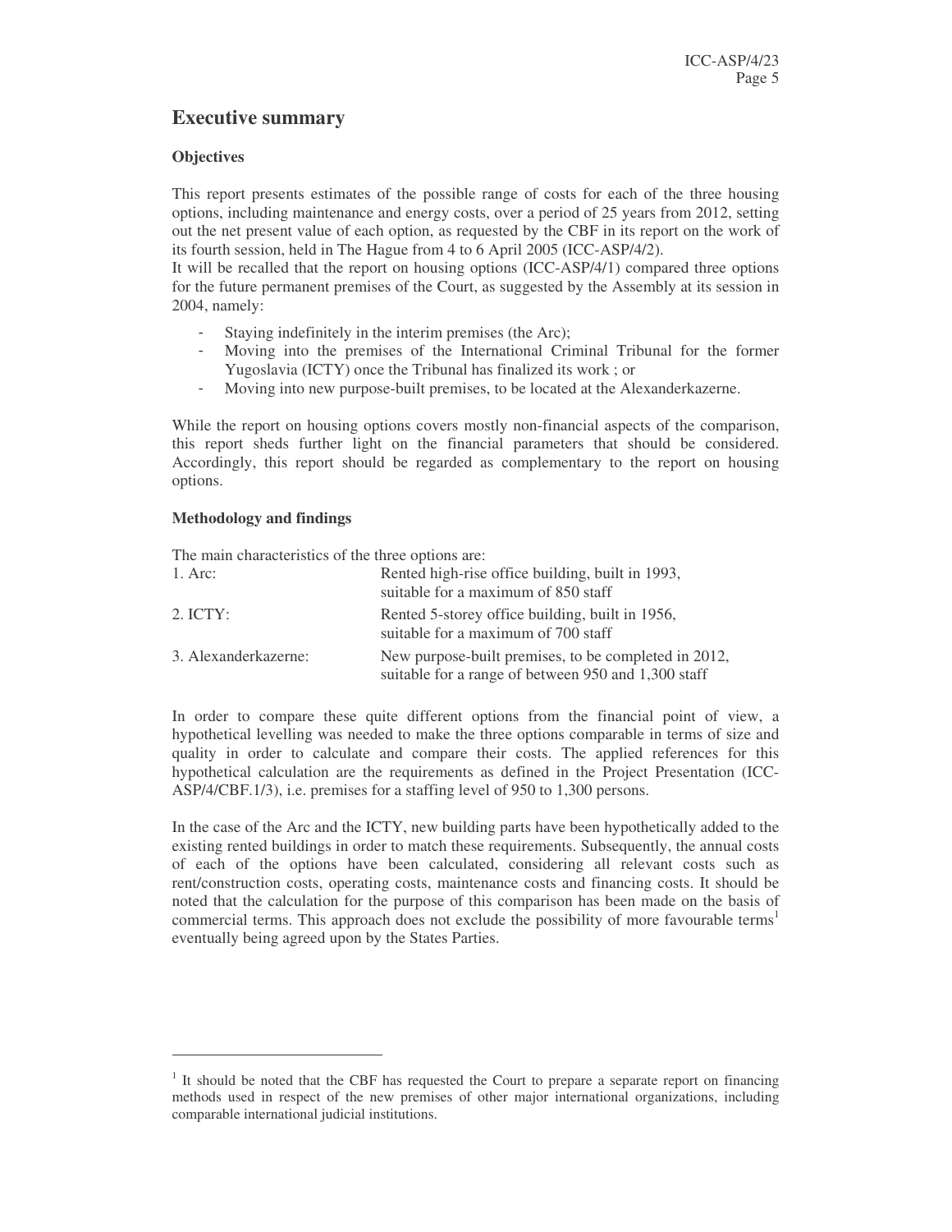## Executive summary

### Objectives

This report presents estimates of the possible range of costs for each of the three housing options, including maintenance and energy costs, over a period of 25 years from 2012, setting out the net present value of each option, as requested by the CBF in its report on the work of its fourth session, held in The Hague from 4 to 6 April 2005 (ICC-ASP/4/2).

It will be recalled that the report on housing options (ICC-ASP/4/1) compared three options for the future permanent premises of the Court, as suggested by the Assembly at its session in 2004, namely:

- Staying indefinitely in the interim premises (the Arc);
- Moving into the premises of the International Criminal Tribunal for the former Yugoslavia (ICTY) once the Tribunal has finalized its work ; or
- Moving into new purpose-built premises, to be located at the Alexanderkazerne.

While the report on housing options covers mostly non-financial aspects of the comparison, this report sheds further light on the financial parameters that should be considered. Accordingly, this report should be regarded as complementary to the report on housing options.

### Methodology and findings

The main characteristics of the three options are:

| | |
|---|---|
| 1. Arc: | Rented high-rise office building, built in 1993, suitable for a maximum of 850 staff |
| 2. ICTY: | Rented 5-storey office building, built in 1956, suitable for a maximum of 700 staff |
| 3. Alexanderkazerne: | New purpose-built premises, to be completed in 2012, suitable for a range of between 950 and 1,300 staff |

In order to compare these quite different options from the financial point of view, a hypothetical levelling was needed to make the three options comparable in terms of size and quality in order to calculate and compare their costs. The applied references for this hypothetical calculation are the requirements as defined in the Project Presentation (ICC-ASP/4/CBF.1/3), i.e. premises for a staffing level of 950 to 1,300 persons.

In the case of the Arc and the ICTY, new building parts have been hypothetically added to the existing rented buildings in order to match these requirements. Subsequently, the annual costs of each of the options have been calculated, considering all relevant costs such as rent/construction costs, operating costs, maintenance costs and financing costs. It should be noted that the calculation for the purpose of this comparison has been made on the basis of commercial terms. This approach does not exclude the possibility of more favourable terms[1] eventually being agreed upon by the States Parties.

[1] It should be noted that the CBF has requested the Court to prepare a separate report on financing methods used in respect of the new premises of other major international organizations, including comparable international judicial institutions.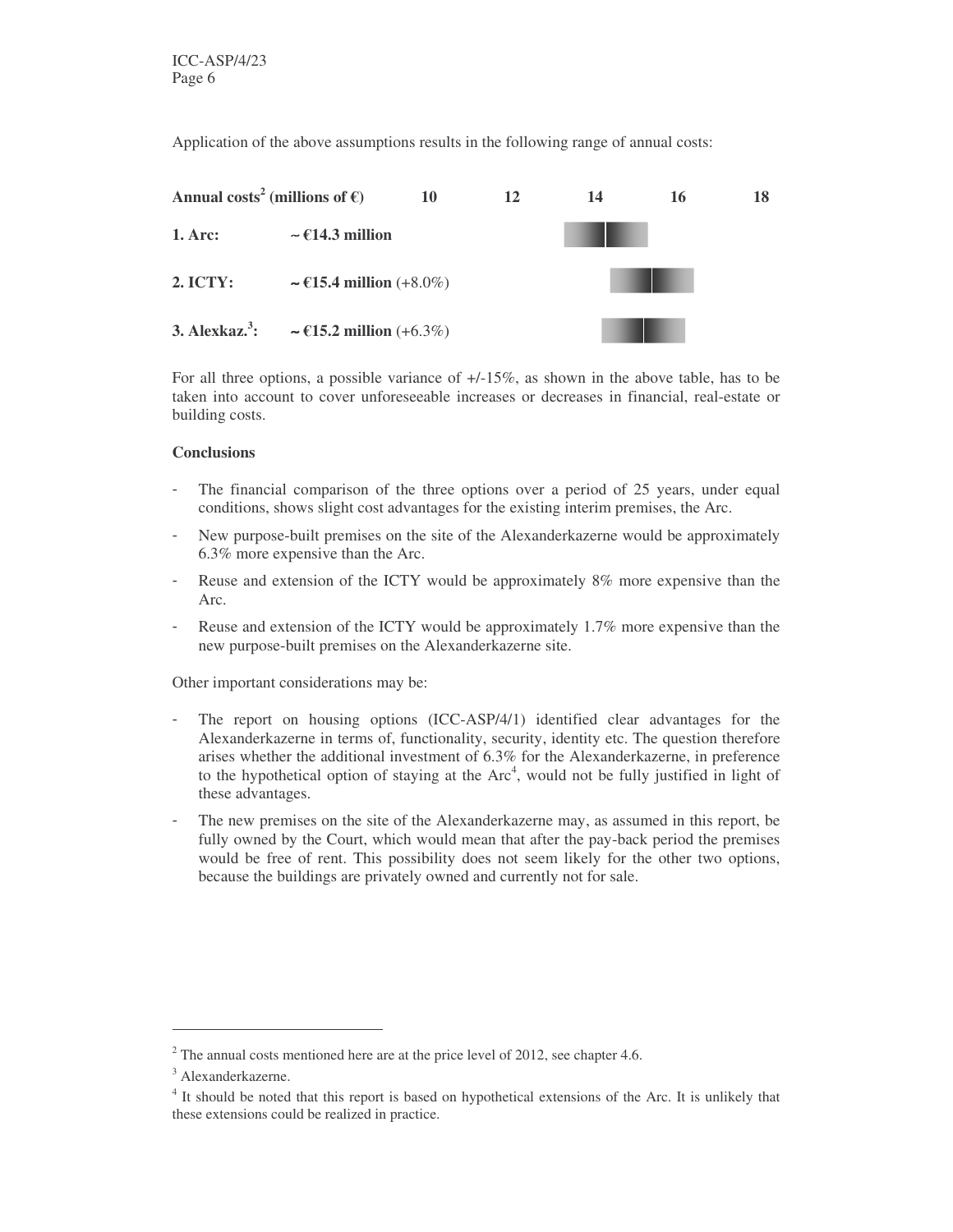Application of the above assumptions results in the following range of annual costs:

| Annual costs[2] (millions of €) | | 10 | 12 | 14 | 16 | 18 |
|---|---|---|---|---|---|---|
| **1. Arc:** | **~ €14.3 million** | | | | | |
| **2. ICTY:** | **~ €15.4 million** (+8.0%) | | | | | |
| **3. Alexkaz.[3]:** | **~ €15.2 million** (+6.3%) | | | | | |

For all three options, a possible variance of +/-15%, as shown in the above table, has to be taken into account to cover unforeseeable increases or decreases in financial, real-estate or building costs.

**Conclusions**

- The financial comparison of the three options over a period of 25 years, under equal conditions, shows slight cost advantages for the existing interim premises, the Arc.
- New purpose-built premises on the site of the Alexanderkazerne would be approximately 6.3% more expensive than the Arc.
- Reuse and extension of the ICTY would be approximately 8% more expensive than the Arc.
- Reuse and extension of the ICTY would be approximately 1.7% more expensive than the new purpose-built premises on the Alexanderkazerne site.

Other important considerations may be:

- The report on housing options (ICC-ASP/4/1) identified clear advantages for the Alexanderkazerne in terms of, functionality, security, identity etc. The question therefore arises whether the additional investment of 6.3% for the Alexanderkazerne, in preference to the hypothetical option of staying at the Arc[4], would not be fully justified in light of these advantages.
- The new premises on the site of the Alexanderkazerne may, as assumed in this report, be fully owned by the Court, which would mean that after the pay-back period the premises would be free of rent. This possibility does not seem likely for the other two options, because the buildings are privately owned and currently not for sale.

---

[2] The annual costs mentioned here are at the price level of 2012, see chapter 4.6.

[3] Alexanderkazerne.

[4] It should be noted that this report is based on hypothetical extensions of the Arc. It is unlikely that these extensions could be realized in practice.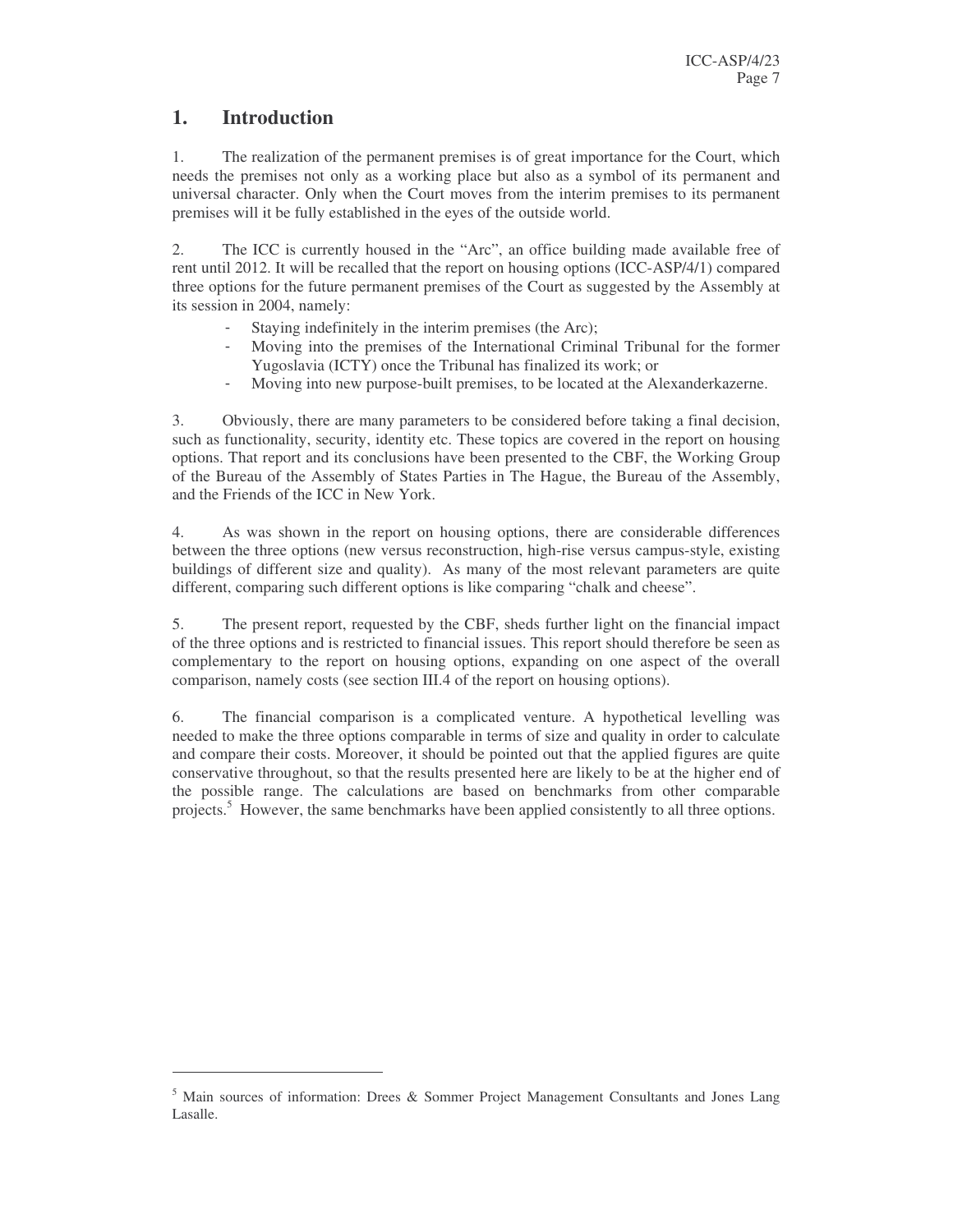# 1. Introduction

1. The realization of the permanent premises is of great importance for the Court, which needs the premises not only as a working place but also as a symbol of its permanent and universal character. Only when the Court moves from the interim premises to its permanent premises will it be fully established in the eyes of the outside world.

2. The ICC is currently housed in the "Arc", an office building made available free of rent until 2012. It will be recalled that the report on housing options (ICC-ASP/4/1) compared three options for the future permanent premises of the Court as suggested by the Assembly at its session in 2004, namely:

- Staying indefinitely in the interim premises (the Arc);
- Moving into the premises of the International Criminal Tribunal for the former Yugoslavia (ICTY) once the Tribunal has finalized its work; or
- Moving into new purpose-built premises, to be located at the Alexanderkazerne.

3. Obviously, there are many parameters to be considered before taking a final decision, such as functionality, security, identity etc. These topics are covered in the report on housing options. That report and its conclusions have been presented to the CBF, the Working Group of the Bureau of the Assembly of States Parties in The Hague, the Bureau of the Assembly, and the Friends of the ICC in New York.

4. As was shown in the report on housing options, there are considerable differences between the three options (new versus reconstruction, high-rise versus campus-style, existing buildings of different size and quality). As many of the most relevant parameters are quite different, comparing such different options is like comparing "chalk and cheese".

5. The present report, requested by the CBF, sheds further light on the financial impact of the three options and is restricted to financial issues. This report should therefore be seen as complementary to the report on housing options, expanding on one aspect of the overall comparison, namely costs (see section III.4 of the report on housing options).

6. The financial comparison is a complicated venture. A hypothetical levelling was needed to make the three options comparable in terms of size and quality in order to calculate and compare their costs. Moreover, it should be pointed out that the applied figures are quite conservative throughout, so that the results presented here are likely to be at the higher end of the possible range. The calculations are based on benchmarks from other comparable projects.[5] However, the same benchmarks have been applied consistently to all three options.

---

[5] Main sources of information: Drees & Sommer Project Management Consultants and Jones Lang Lasalle.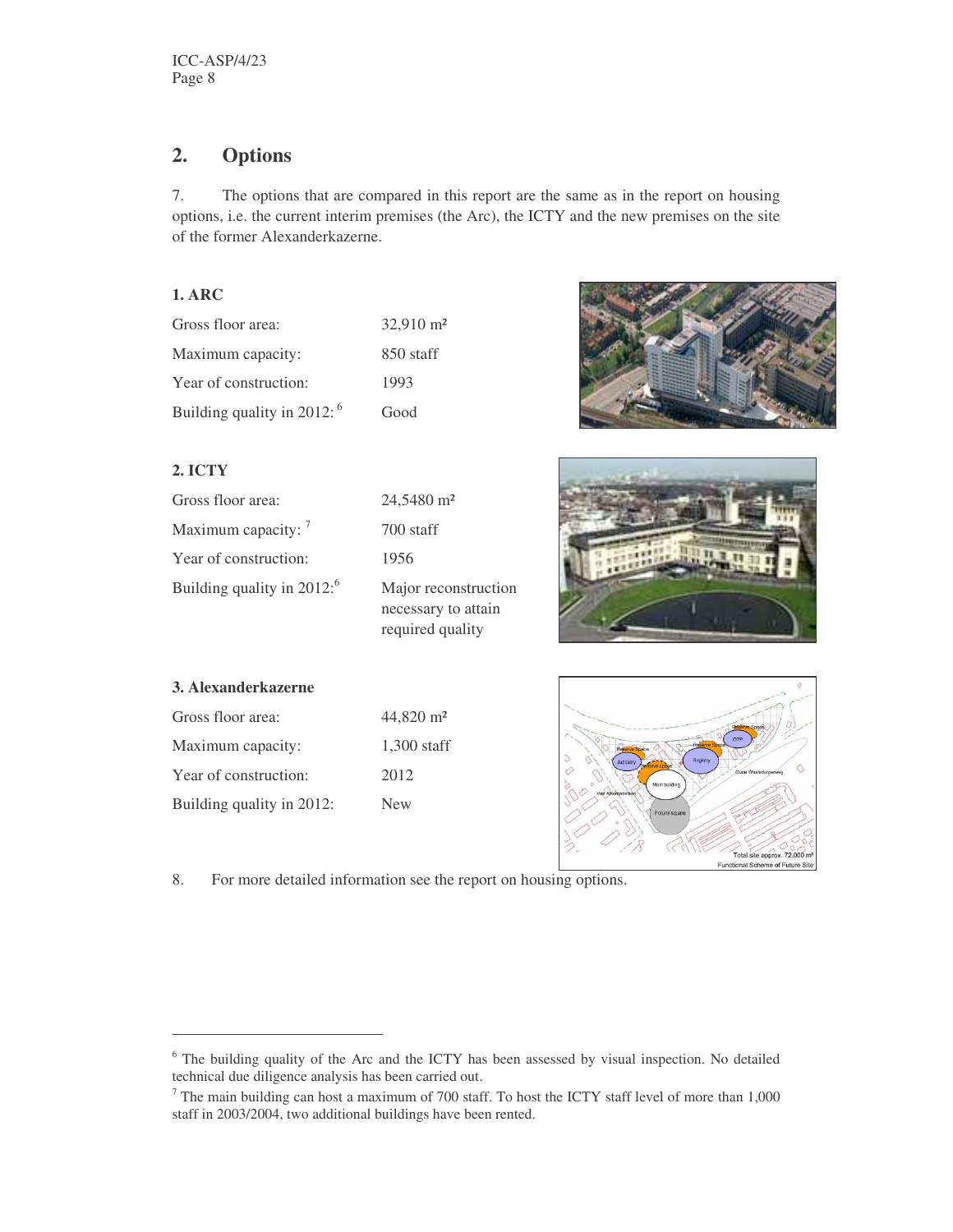## 2. Options

7. The options that are compared in this report are the same as in the report on housing options, i.e. the current interim premises (the Arc), the ICTY and the new premises on the site of the former Alexanderkazerne.

**1. ARC**

| | |
|---|---|
| Gross floor area: | 32,910 m² |
| Maximum capacity: | 850 staff |
| Year of construction: | 1993 |
| Building quality in 2012: [6] | Good |

**2. ICTY**

| | |
|---|---|
| Gross floor area: | 24,5480 m² |
| Maximum capacity: [7] | 700 staff |
| Year of construction: | 1956 |
| Building quality in 2012: [6] | Major reconstruction necessary to attain required quality |

**3. Alexanderkazerne**

| | |
|---|---|
| Gross floor area: | 44,820 m² |
| Maximum capacity: | 1,300 staff |
| Year of construction: | 2012 |
| Building quality in 2012: | New |

8. For more detailed information see the report on housing options.

---

[6] The building quality of the Arc and the ICTY has been assessed by visual inspection. No detailed technical due diligence analysis has been carried out.

[7] The main building can host a maximum of 700 staff. To host the ICTY staff level of more than 1,000 staff in 2003/2004, two additional buildings have been rented.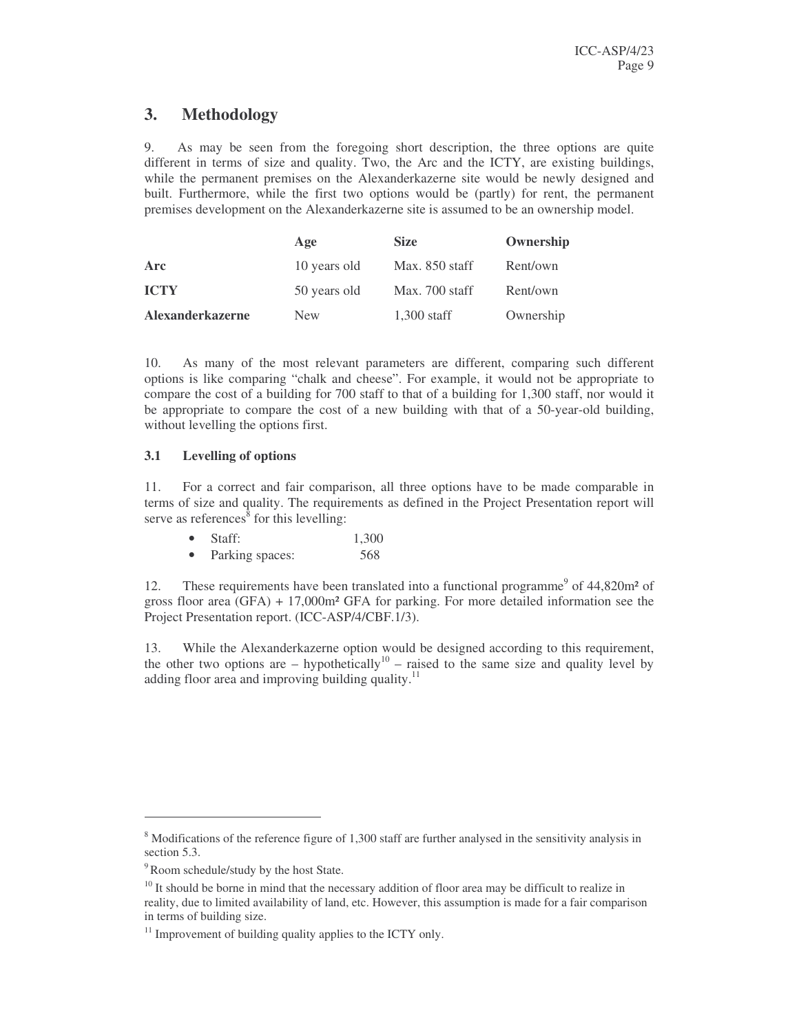## 3. Methodology

9. As may be seen from the foregoing short description, the three options are quite different in terms of size and quality. Two, the Arc and the ICTY, are existing buildings, while the permanent premises on the Alexanderkazerne site would be newly designed and built. Furthermore, while the first two options would be (partly) for rent, the permanent premises development on the Alexanderkazerne site is assumed to be an ownership model.

| | Age | Size | Ownership |
|---|---|---|---|
| **Arc** | 10 years old | Max. 850 staff | Rent/own |
| **ICTY** | 50 years old | Max. 700 staff | Rent/own |
| **Alexanderkazerne** | New | 1,300 staff | Ownership |

10. As many of the most relevant parameters are different, comparing such different options is like comparing "chalk and cheese". For example, it would not be appropriate to compare the cost of a building for 700 staff to that of a building for 1,300 staff, nor would it be appropriate to compare the cost of a new building with that of a 50-year-old building, without levelling the options first.

### 3.1 Levelling of options

11. For a correct and fair comparison, all three options have to be made comparable in terms of size and quality. The requirements as defined in the Project Presentation report will serve as references[8] for this levelling:

- Staff: 1,300
- Parking spaces: 568

12. These requirements have been translated into a functional programme[9] of 44,820m² of gross floor area (GFA) + 17,000m² GFA for parking. For more detailed information see the Project Presentation report. (ICC-ASP/4/CBF.1/3).

13. While the Alexanderkazerne option would be designed according to this requirement, the other two options are – hypothetically[10] – raised to the same size and quality level by adding floor area and improving building quality.[11]

---

[8] Modifications of the reference figure of 1,300 staff are further analysed in the sensitivity analysis in section 5.3.

[9] Room schedule/study by the host State.

[10] It should be borne in mind that the necessary addition of floor area may be difficult to realize in reality, due to limited availability of land, etc. However, this assumption is made for a fair comparison in terms of building size.

[11] Improvement of building quality applies to the ICTY only.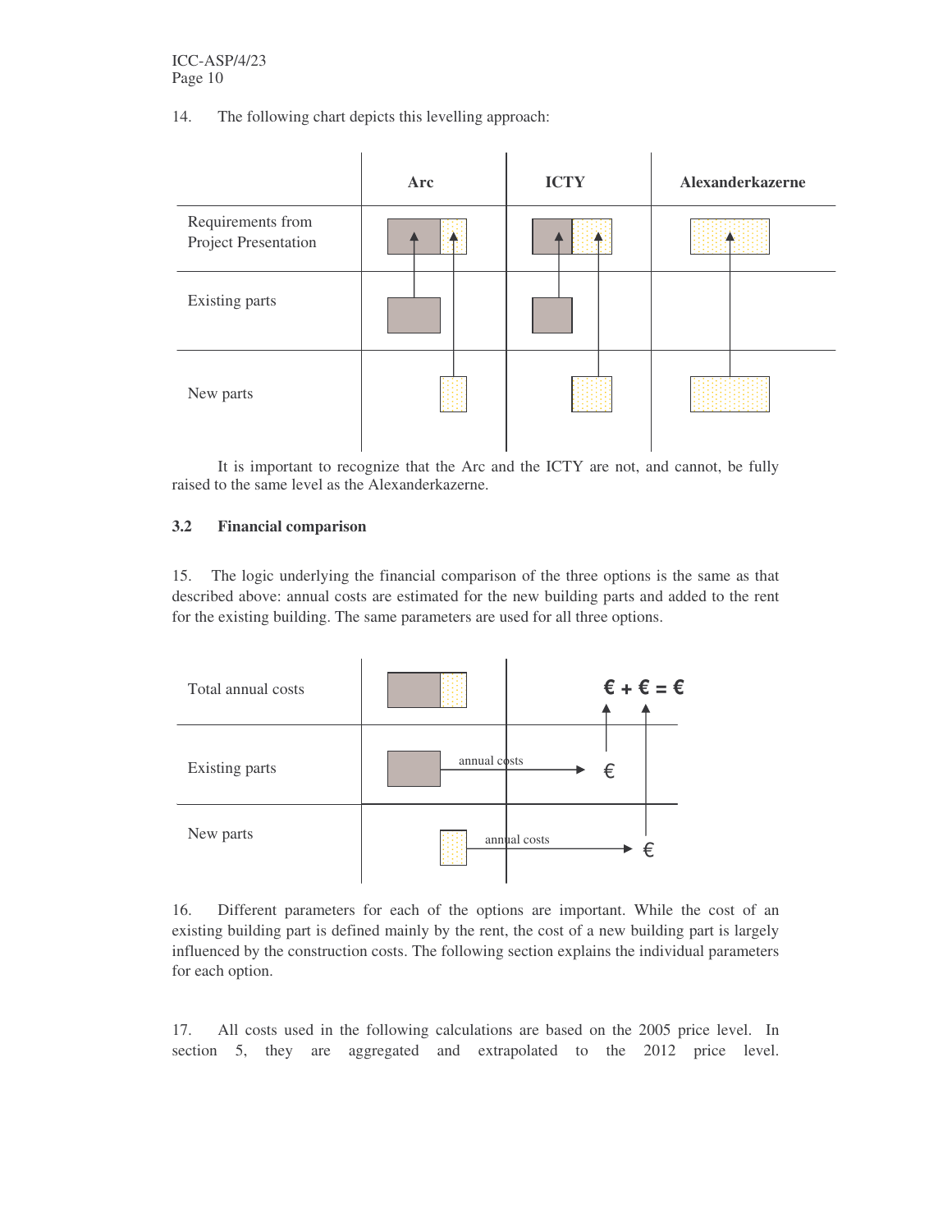14. The following chart depicts this levelling approach:

| | Arc | ICTY | Alexanderkazerne |
|---|---|---|---|
| Requirements from Project Presentation | | | |
| Existing parts | | | |
| New parts | | | |

It is important to recognize that the Arc and the ICTY are not, and cannot, be fully raised to the same level as the Alexanderkazerne.

### 3.2 Financial comparison

15. The logic underlying the financial comparison of the three options is the same as that described above: annual costs are estimated for the new building parts and added to the rent for the existing building. The same parameters are used for all three options.

| | | |
|---|---|---|
| Total annual costs | | € + € = € |
| Existing parts | annual costs | € |
| New parts | annual costs | € |

16. Different parameters for each of the options are important. While the cost of an existing building part is defined mainly by the rent, the cost of a new building part is largely influenced by the construction costs. The following section explains the individual parameters for each option.

17. All costs used in the following calculations are based on the 2005 price level. In section 5, they are aggregated and extrapolated to the 2012 price level.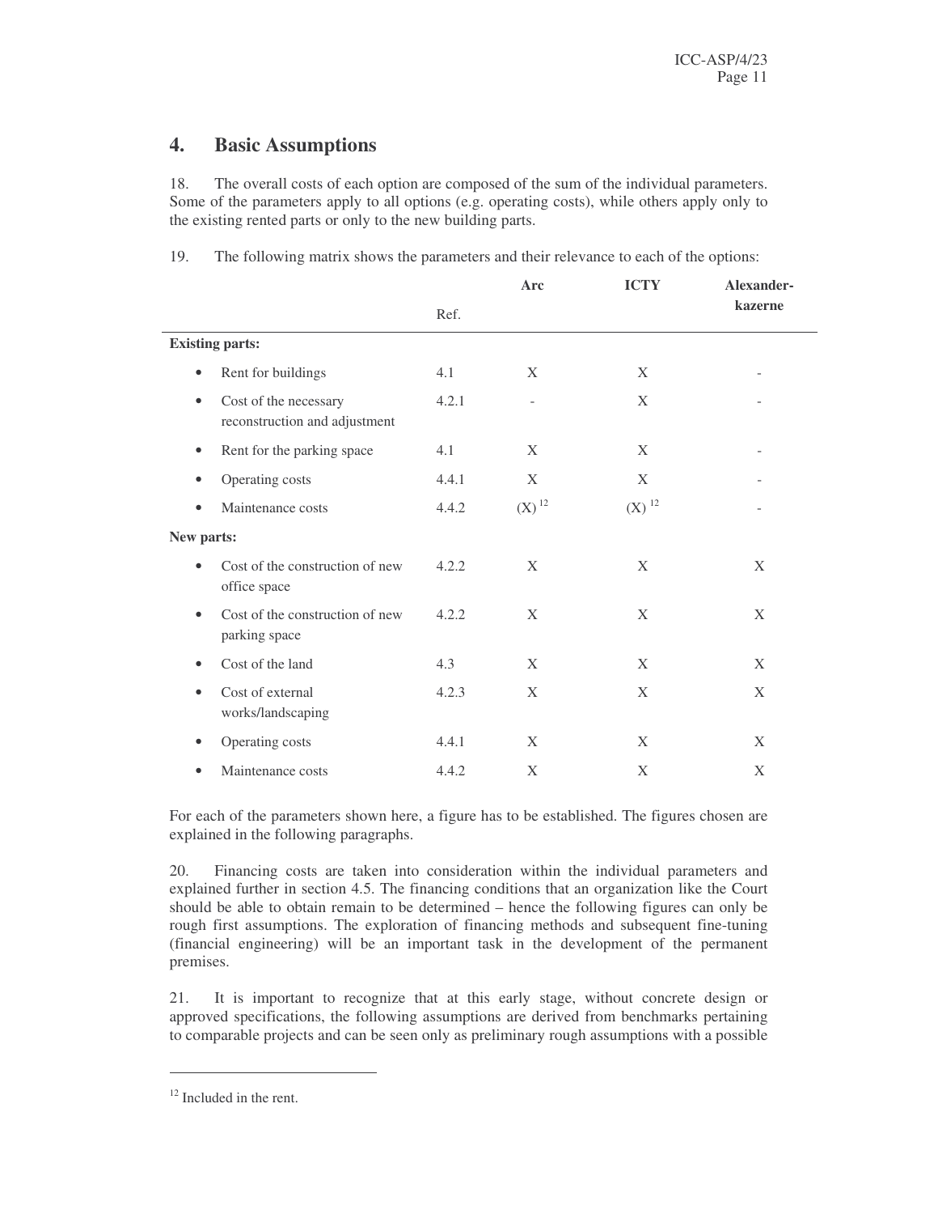## 4. Basic Assumptions

18. The overall costs of each option are composed of the sum of the individual parameters. Some of the parameters apply to all options (e.g. operating costs), while others apply only to the existing rented parts or only to the new building parts.

19. The following matrix shows the parameters and their relevance to each of the options:

| | Ref. | Arc | ICTY | Alexander-kazerne |
|---|---|---|---|---|
| **Existing parts:** | | | | |
| • Rent for buildings | 4.1 | X | X | - |
| • Cost of the necessary reconstruction and adjustment | 4.2.1 | - | X | - |
| • Rent for the parking space | 4.1 | X | X | - |
| • Operating costs | 4.4.1 | X | X | - |
| • Maintenance costs | 4.4.2 | (X) [12] | (X) [12] | - |
| **New parts:** | | | | |
| • Cost of the construction of new office space | 4.2.2 | X | X | X |
| • Cost of the construction of new parking space | 4.2.2 | X | X | X |
| • Cost of the land | 4.3 | X | X | X |
| • Cost of external works/landscaping | 4.2.3 | X | X | X |
| • Operating costs | 4.4.1 | X | X | X |
| • Maintenance costs | 4.4.2 | X | X | X |

For each of the parameters shown here, a figure has to be established. The figures chosen are explained in the following paragraphs.

20. Financing costs are taken into consideration within the individual parameters and explained further in section 4.5. The financing conditions that an organization like the Court should be able to obtain remain to be determined – hence the following figures can only be rough first assumptions. The exploration of financing methods and subsequent fine-tuning (financial engineering) will be an important task in the development of the permanent premises.

21. It is important to recognize that at this early stage, without concrete design or approved specifications, the following assumptions are derived from benchmarks pertaining to comparable projects and can be seen only as preliminary rough assumptions with a possible

---

[12] Included in the rent.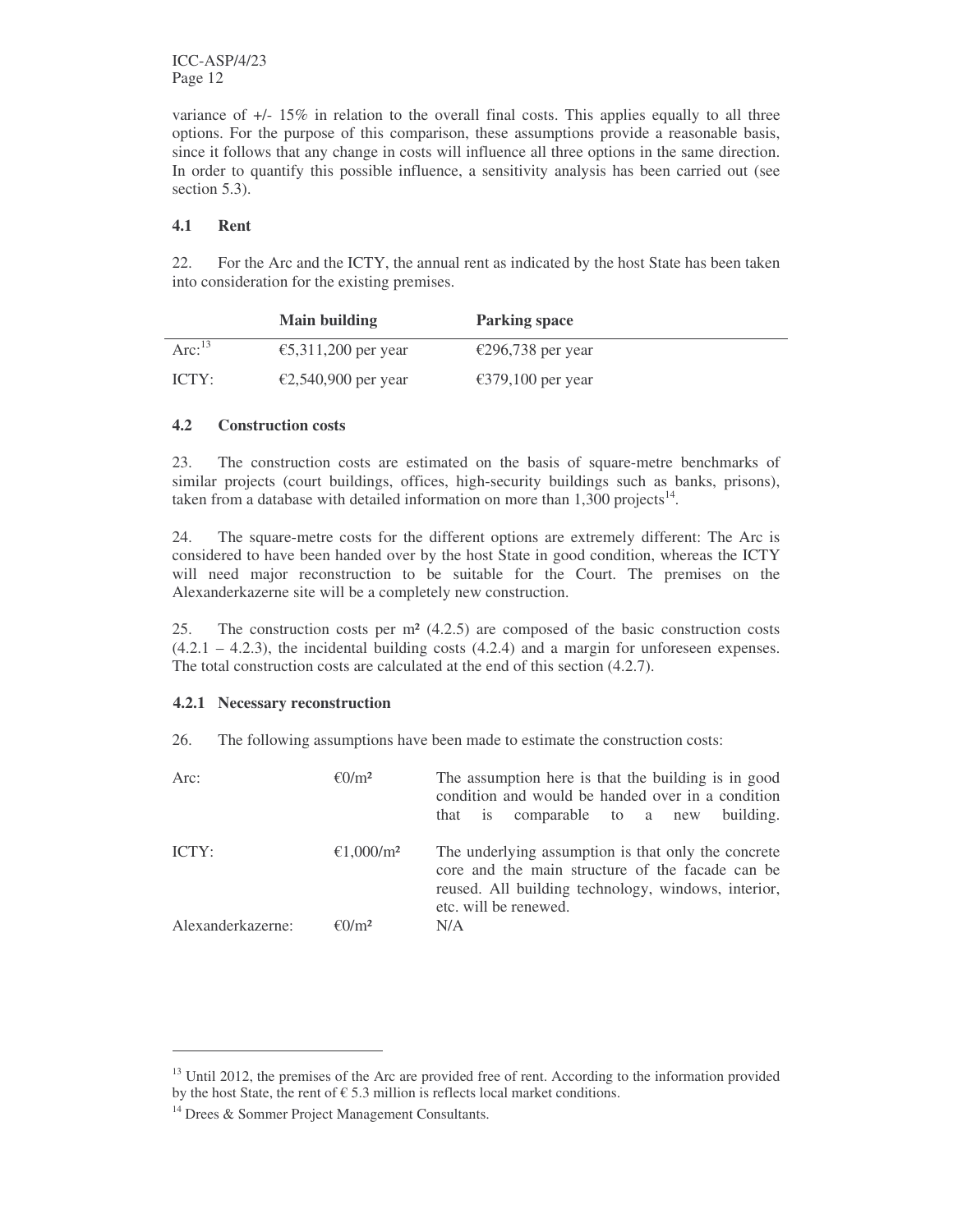variance of +/- 15% in relation to the overall final costs. This applies equally to all three options. For the purpose of this comparison, these assumptions provide a reasonable basis, since it follows that any change in costs will influence all three options in the same direction. In order to quantify this possible influence, a sensitivity analysis has been carried out (see section 5.3).

### 4.1 Rent

22. For the Arc and the ICTY, the annual rent as indicated by the host State has been taken into consideration for the existing premises.

| | Main building | Parking space |
|---|---|---|
| Arc:[13] | €5,311,200 per year | €296,738 per year |
| ICTY: | €2,540,900 per year | €379,100 per year |

### 4.2 Construction costs

23. The construction costs are estimated on the basis of square-metre benchmarks of similar projects (court buildings, offices, high-security buildings such as banks, prisons), taken from a database with detailed information on more than 1,300 projects[14].

24. The square-metre costs for the different options are extremely different: The Arc is considered to have been handed over by the host State in good condition, whereas the ICTY will need major reconstruction to be suitable for the Court. The premises on the Alexanderkazerne site will be a completely new construction.

25. The construction costs per m² (4.2.5) are composed of the basic construction costs (4.2.1 – 4.2.3), the incidental building costs (4.2.4) and a margin for unforeseen expenses. The total construction costs are calculated at the end of this section (4.2.7).

#### 4.2.1 Necessary reconstruction

26. The following assumptions have been made to estimate the construction costs:

| | | |
|---|---|---|
| Arc: | €0/m² | The assumption here is that the building is in good condition and would be handed over in a condition that is comparable to a new building. |
| ICTY: | €1,000/m² | The underlying assumption is that only the concrete core and the main structure of the facade can be reused. All building technology, windows, interior, etc. will be renewed. |
| Alexanderkazerne: | €0/m² | N/A |

---

[13] Until 2012, the premises of the Arc are provided free of rent. According to the information provided by the host State, the rent of € 5.3 million is reflects local market conditions.

[14] Drees & Sommer Project Management Consultants.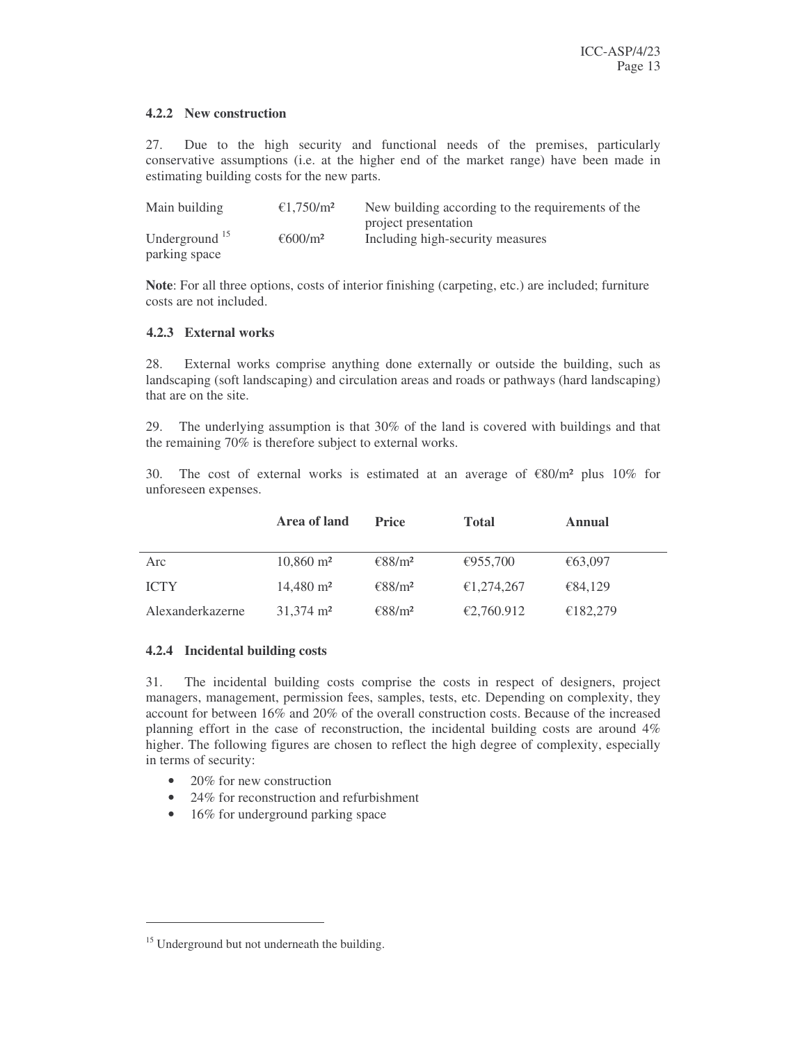#### 4.2.2 New construction

27. Due to the high security and functional needs of the premises, particularly conservative assumptions (i.e. at the higher end of the market range) have been made in estimating building costs for the new parts.

| | | |
|---|---|---|
| Main building | €1,750/m² | New building according to the requirements of the project presentation |
| Underground [15] parking space | €600/m² | Including high-security measures |

**Note**: For all three options, costs of interior finishing (carpeting, etc.) are included; furniture costs are not included.

#### 4.2.3 External works

28. External works comprise anything done externally or outside the building, such as landscaping (soft landscaping) and circulation areas and roads or pathways (hard landscaping) that are on the site.

29. The underlying assumption is that 30% of the land is covered with buildings and that the remaining 70% is therefore subject to external works.

30. The cost of external works is estimated at an average of €80/m² plus 10% for unforeseen expenses.

| | Area of land | Price | Total | Annual |
|---|---|---|---|---|
| Arc | 10,860 m² | €88/m² | €955,700 | €63,097 |
| ICTY | 14,480 m² | €88/m² | €1,274,267 | €84,129 |
| Alexanderkazerne | 31,374 m² | €88/m² | €2,760.912 | €182,279 |

#### 4.2.4 Incidental building costs

31. The incidental building costs comprise the costs in respect of designers, project managers, management, permission fees, samples, tests, etc. Depending on complexity, they account for between 16% and 20% of the overall construction costs. Because of the increased planning effort in the case of reconstruction, the incidental building costs are around 4% higher. The following figures are chosen to reflect the high degree of complexity, especially in terms of security:

- 20% for new construction
- 24% for reconstruction and refurbishment
- 16% for underground parking space

[15] Underground but not underneath the building.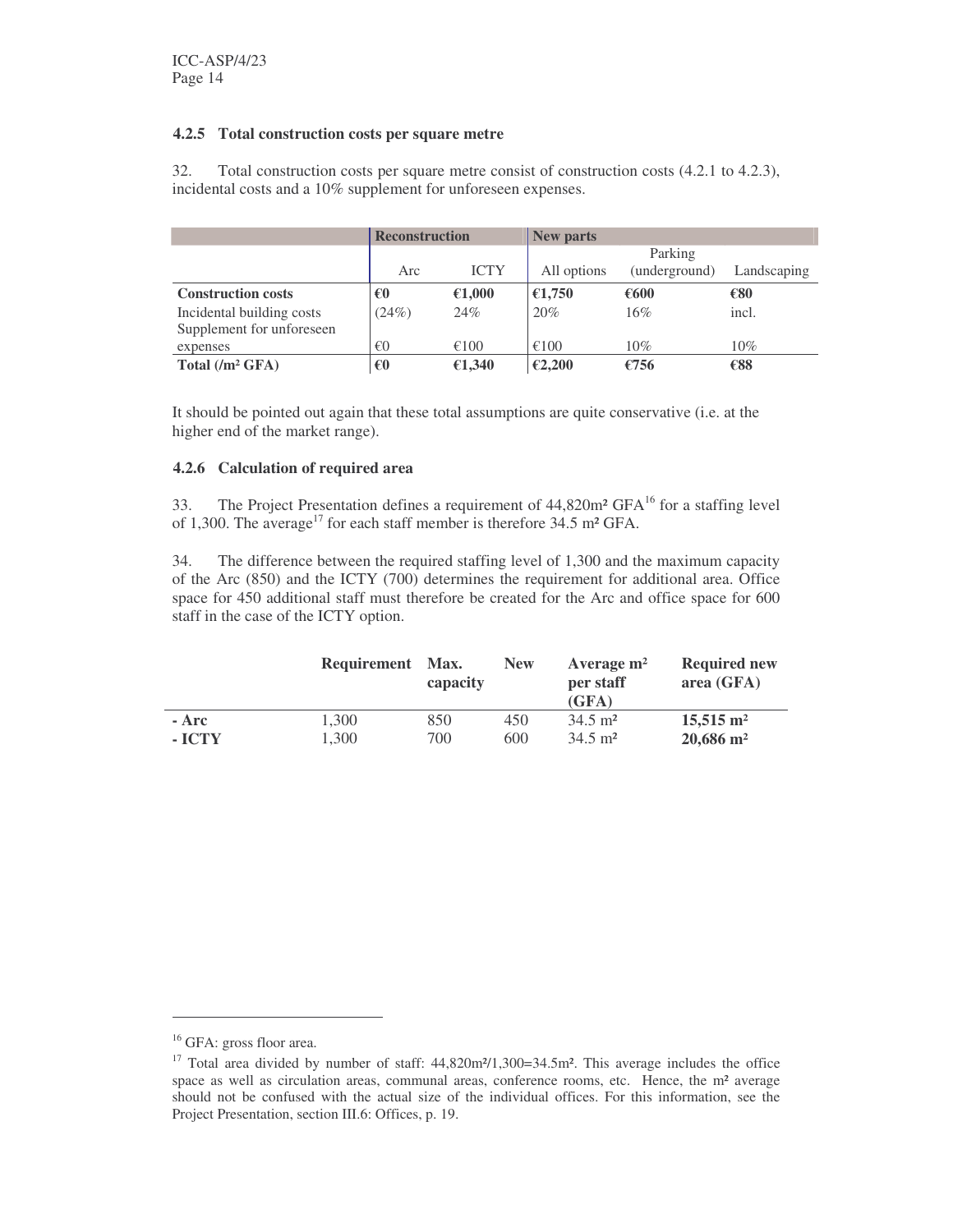### 4.2.5 Total construction costs per square metre

32. Total construction costs per square metre consist of construction costs (4.2.1 to 4.2.3), incidental costs and a 10% supplement for unforeseen expenses.

| | Reconstruction | | New parts | | |
|---|---|---|---|---|---|
| | Arc | ICTY | All options | Parking (underground) | Landscaping |
| **Construction costs** | **€0** | **€1,000** | **€1,750** | **€600** | **€80** |
| Incidental building costs | (24%) | 24% | 20% | 16% | incl. |
| Supplement for unforeseen expenses | €0 | €100 | €100 | 10% | 10% |
| **Total (/m² GFA)** | **€0** | **€1,340** | **€2,200** | **€756** | **€88** |

It should be pointed out again that these total assumptions are quite conservative (i.e. at the higher end of the market range).

### 4.2.6 Calculation of required area

33. The Project Presentation defines a requirement of 44,820m² GFA[16] for a staffing level of 1,300. The average[17] for each staff member is therefore 34.5 m² GFA.

34. The difference between the required staffing level of 1,300 and the maximum capacity of the Arc (850) and the ICTY (700) determines the requirement for additional area. Office space for 450 additional staff must therefore be created for the Arc and office space for 600 staff in the case of the ICTY option.

| | Requirement | Max. capacity | New | Average m² per staff (GFA) | Required new area (GFA) |
|---|---|---|---|---|---|
| **- Arc** | 1,300 | 850 | 450 | 34.5 m² | **15,515 m²** |
| **- ICTY** | 1,300 | 700 | 600 | 34.5 m² | **20,686 m²** |

---

[16] GFA: gross floor area.

[17] Total area divided by number of staff: 44,820m²/1,300=34.5m². This average includes the office space as well as circulation areas, communal areas, conference rooms, etc. Hence, the m² average should not be confused with the actual size of the individual offices. For this information, see the Project Presentation, section III.6: Offices, p. 19.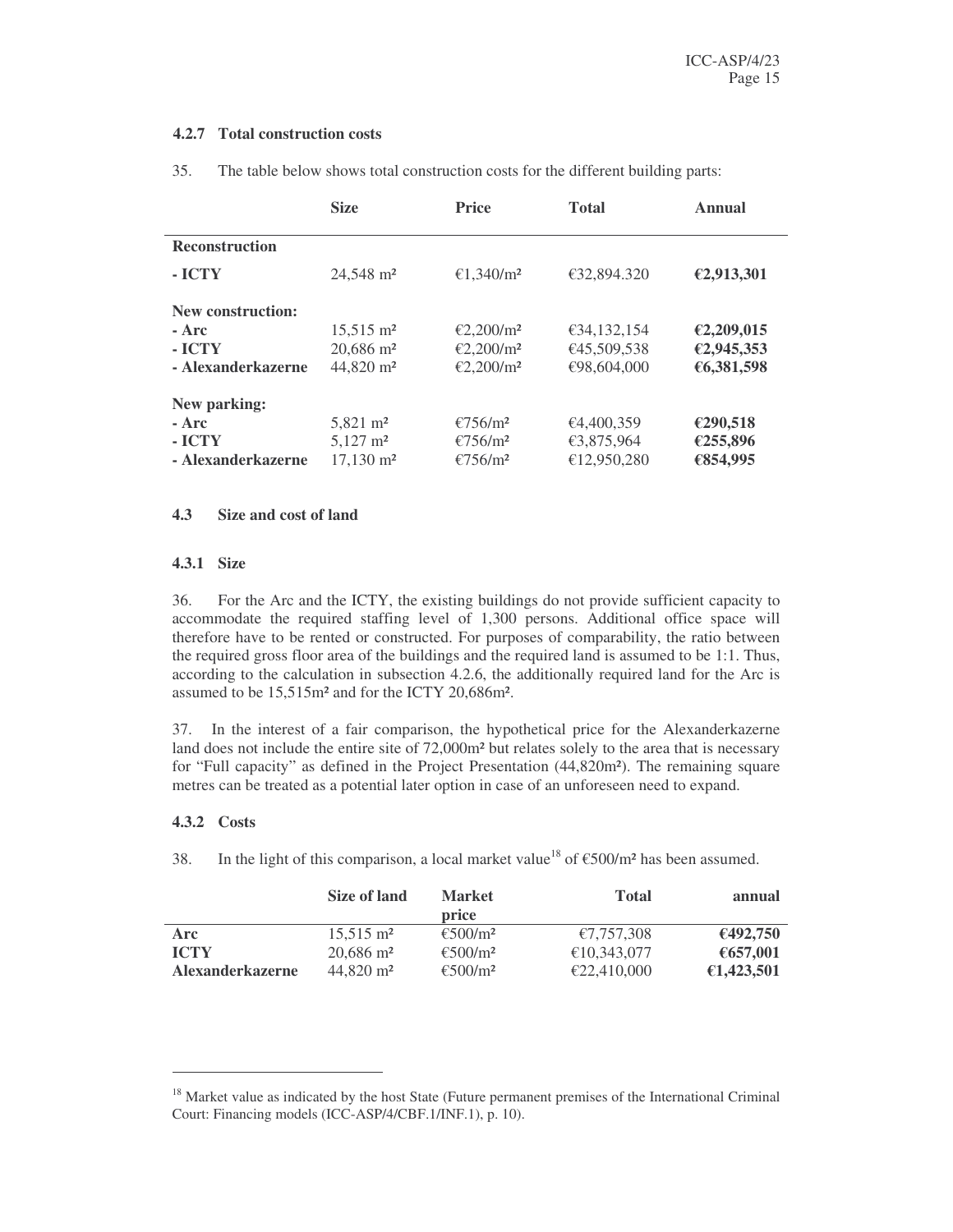#### 4.2.7 Total construction costs

35. The table below shows total construction costs for the different building parts:

| | Size | Price | Total | Annual |
|---|---|---|---|---|
| **Reconstruction** | | | | |
| **- ICTY** | 24,548 m² | €1,340/m² | €32,894.320 | **€2,913,301** |
| **New construction:** | | | | |
| **- Arc** | 15,515 m² | €2,200/m² | €34,132,154 | **€2,209,015** |
| **- ICTY** | 20,686 m² | €2,200/m² | €45,509,538 | **€2,945,353** |
| **- Alexanderkazerne** | 44,820 m² | €2,200/m² | €98,604,000 | **€6,381,598** |
| **New parking:** | | | | |
| **- Arc** | 5,821 m² | €756/m² | €4,400,359 | **€290,518** |
| **- ICTY** | 5,127 m² | €756/m² | €3,875,964 | **€255,896** |
| **- Alexanderkazerne** | 17,130 m² | €756/m² | €12,950,280 | **€854,995** |

### 4.3 Size and cost of land

#### 4.3.1 Size

36. For the Arc and the ICTY, the existing buildings do not provide sufficient capacity to accommodate the required staffing level of 1,300 persons. Additional office space will therefore have to be rented or constructed. For purposes of comparability, the ratio between the required gross floor area of the buildings and the required land is assumed to be 1:1. Thus, according to the calculation in subsection 4.2.6, the additionally required land for the Arc is assumed to be 15,515m² and for the ICTY 20,686m².

37. In the interest of a fair comparison, the hypothetical price for the Alexanderkazerne land does not include the entire site of 72,000m² but relates solely to the area that is necessary for "Full capacity" as defined in the Project Presentation (44,820m²). The remaining square metres can be treated as a potential later option in case of an unforeseen need to expand.

#### 4.3.2 Costs

38. In the light of this comparison, a local market value[18] of €500/m² has been assumed.

| | Size of land | Market price | Total | annual |
|---|---|---|---|---|
| **Arc** | 15,515 m² | €500/m² | €7,757,308 | **€492,750** |
| **ICTY** | 20,686 m² | €500/m² | €10,343,077 | **€657,001** |
| **Alexanderkazerne** | 44,820 m² | €500/m² | €22,410,000 | **€1,423,501** |

[18] Market value as indicated by the host State (Future permanent premises of the International Criminal Court: Financing models (ICC-ASP/4/CBF.1/INF.1), p. 10).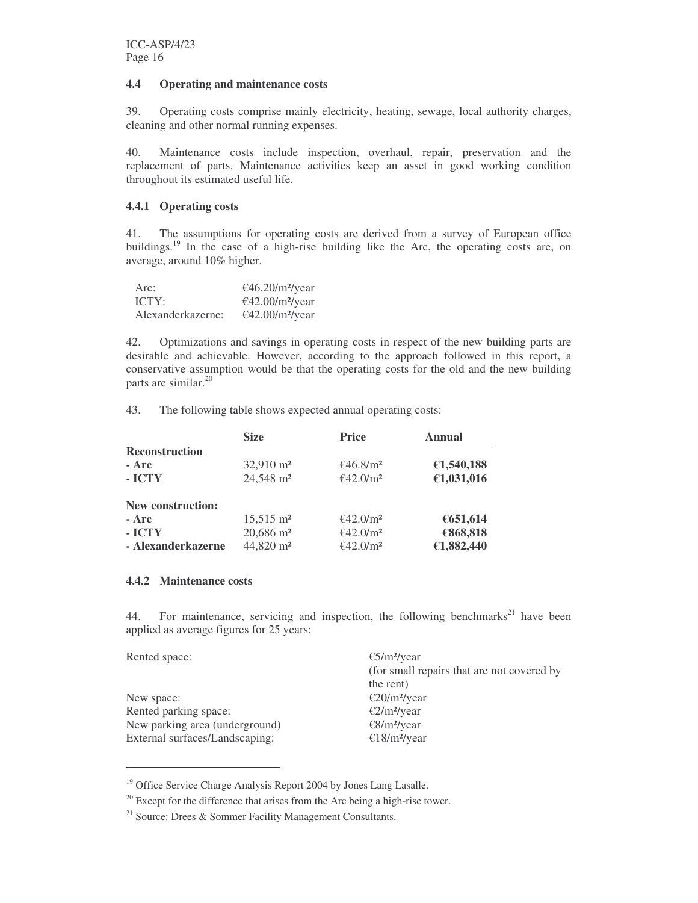### 4.4 Operating and maintenance costs

39. Operating costs comprise mainly electricity, heating, sewage, local authority charges, cleaning and other normal running expenses.

40. Maintenance costs include inspection, overhaul, repair, preservation and the replacement of parts. Maintenance activities keep an asset in good working condition throughout its estimated useful life.

#### 4.4.1 Operating costs

41. The assumptions for operating costs are derived from a survey of European office buildings.[19] In the case of a high-rise building like the Arc, the operating costs are, on average, around 10% higher.

| | |
|---|---|
| Arc: | €46.20/m²/year |
| ICTY: | €42.00/m²/year |
| Alexanderkazerne: | €42.00/m²/year |

42. Optimizations and savings in operating costs in respect of the new building parts are desirable and achievable. However, according to the approach followed in this report, a conservative assumption would be that the operating costs for the old and the new building parts are similar.[20]

43. The following table shows expected annual operating costs:

| | Size | Price | Annual |
|---|---|---|---|
| **Reconstruction** | | | |
| **- Arc** | 32,910 m² | €46.8/m² | **€1,540,188** |
| **- ICTY** | 24,548 m² | €42.0/m² | **€1,031,016** |
| **New construction:** | | | |
| **- Arc** | 15,515 m² | €42.0/m² | **€651,614** |
| **- ICTY** | 20,686 m² | €42.0/m² | **€868,818** |
| **- Alexanderkazerne** | 44,820 m² | €42.0/m² | **€1,882,440** |

#### 4.4.2 Maintenance costs

44. For maintenance, servicing and inspection, the following benchmarks[21] have been applied as average figures for 25 years:

| | |
|---|---|
| Rented space: | €5/m²/year (for small repairs that are not covered by the rent) |
| New space: | €20/m²/year |
| Rented parking space: | €2/m²/year |
| New parking area (underground) | €8/m²/year |
| External surfaces/Landscaping: | €18/m²/year |

---

[19] Office Service Charge Analysis Report 2004 by Jones Lang Lasalle.

[20] Except for the difference that arises from the Arc being a high-rise tower.

[21] Source: Drees & Sommer Facility Management Consultants.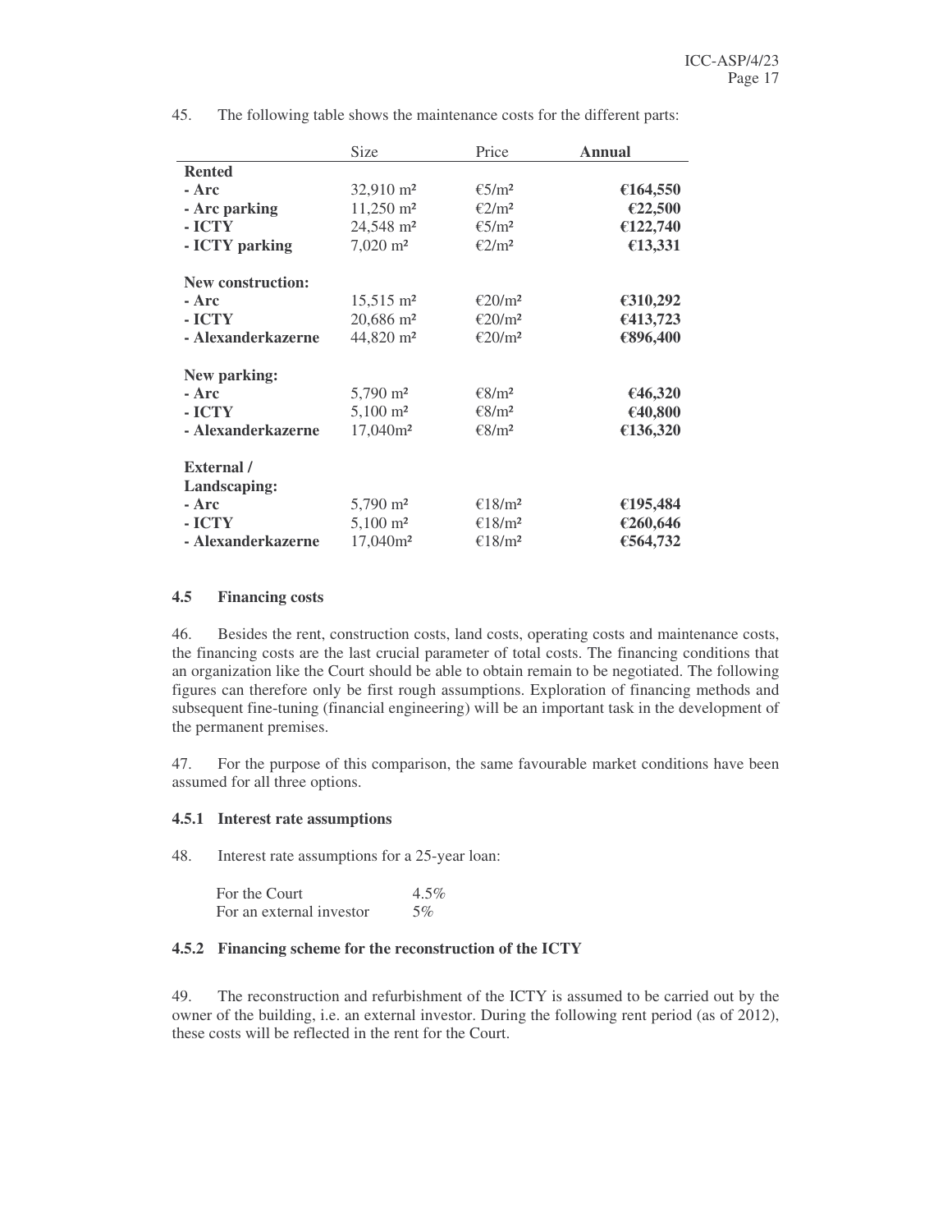45. The following table shows the maintenance costs for the different parts:

| | Size | Price | **Annual** |
|---|---|---|---|
| **Rented** | | | |
| **- Arc** | 32,910 m² | €5/m² | **€164,550** |
| **- Arc parking** | 11,250 m² | €2/m² | **€22,500** |
| **- ICTY** | 24,548 m² | €5/m² | **€122,740** |
| **- ICTY parking** | 7,020 m² | €2/m² | **€13,331** |
| | | | |
| **New construction:** | | | |
| **- Arc** | 15,515 m² | €20/m² | **€310,292** |
| **- ICTY** | 20,686 m² | €20/m² | **€413,723** |
| **- Alexanderkazerne** | 44,820 m² | €20/m² | **€896,400** |
| | | | |
| **New parking:** | | | |
| **- Arc** | 5,790 m² | €8/m² | **€46,320** |
| **- ICTY** | 5,100 m² | €8/m² | **€40,800** |
| **- Alexanderkazerne** | 17,040m² | €8/m² | **€136,320** |
| | | | |
| **External / Landscaping:** | | | |
| **- Arc** | 5,790 m² | €18/m² | **€195,484** |
| **- ICTY** | 5,100 m² | €18/m² | **€260,646** |
| **- Alexanderkazerne** | 17,040m² | €18/m² | **€564,732** |

### 4.5 Financing costs

46. Besides the rent, construction costs, land costs, operating costs and maintenance costs, the financing costs are the last crucial parameter of total costs. The financing conditions that an organization like the Court should be able to obtain remain to be negotiated. The following figures can therefore only be first rough assumptions. Exploration of financing methods and subsequent fine-tuning (financial engineering) will be an important task in the development of the permanent premises.

47. For the purpose of this comparison, the same favourable market conditions have been assumed for all three options.

#### 4.5.1 Interest rate assumptions

48. Interest rate assumptions for a 25-year loan:

| | |
|---|---|
| For the Court | 4.5% |
| For an external investor | 5% |

#### 4.5.2 Financing scheme for the reconstruction of the ICTY

49. The reconstruction and refurbishment of the ICTY is assumed to be carried out by the owner of the building, i.e. an external investor. During the following rent period (as of 2012), these costs will be reflected in the rent for the Court.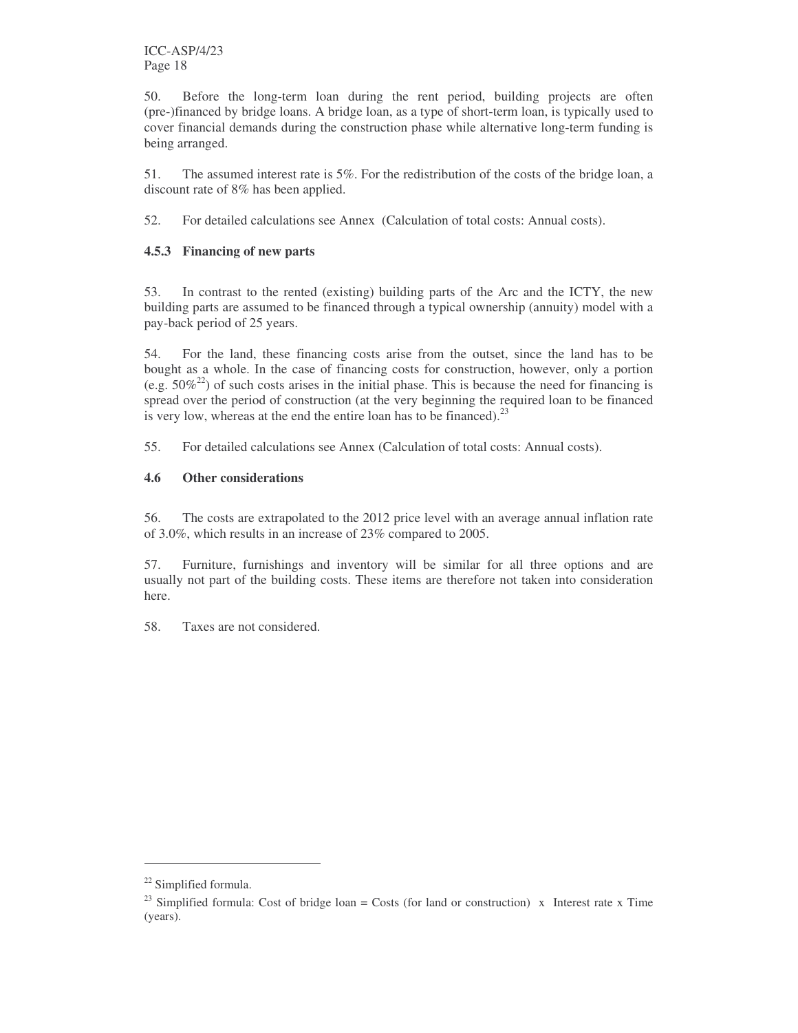50. Before the long-term loan during the rent period, building projects are often (pre-)financed by bridge loans. A bridge loan, as a type of short-term loan, is typically used to cover financial demands during the construction phase while alternative long-term funding is being arranged.

51. The assumed interest rate is 5%. For the redistribution of the costs of the bridge loan, a discount rate of 8% has been applied.

52. For detailed calculations see Annex (Calculation of total costs: Annual costs).

### 4.5.3 Financing of new parts

53. In contrast to the rented (existing) building parts of the Arc and the ICTY, the new building parts are assumed to be financed through a typical ownership (annuity) model with a pay-back period of 25 years.

54. For the land, these financing costs arise from the outset, since the land has to be bought as a whole. In the case of financing costs for construction, however, only a portion (e.g. 50%[22]) of such costs arises in the initial phase. This is because the need for financing is spread over the period of construction (at the very beginning the required loan to be financed is very low, whereas at the end the entire loan has to be financed).[23]

55. For detailed calculations see Annex (Calculation of total costs: Annual costs).

## 4.6 Other considerations

56. The costs are extrapolated to the 2012 price level with an average annual inflation rate of 3.0%, which results in an increase of 23% compared to 2005.

57. Furniture, furnishings and inventory will be similar for all three options and are usually not part of the building costs. These items are therefore not taken into consideration here.

58. Taxes are not considered.

---

[22] Simplified formula.

[23] Simplified formula: Cost of bridge loan = Costs (for land or construction) x Interest rate x Time (years).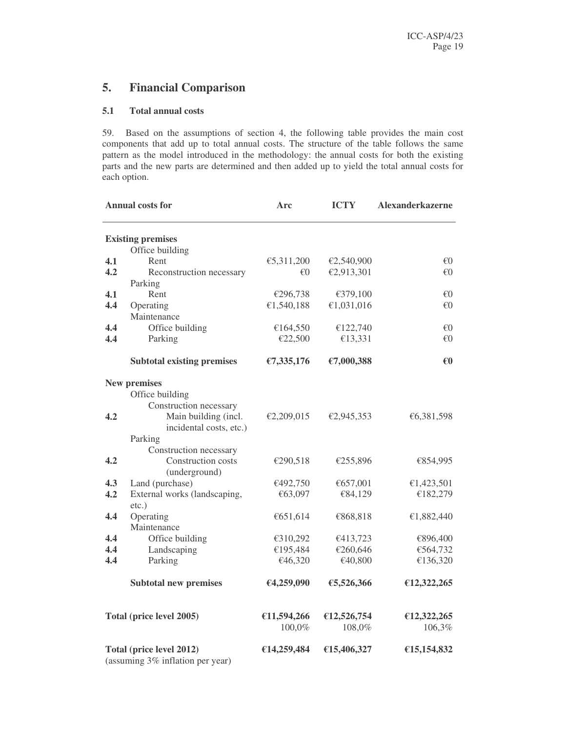## 5. Financial Comparison

### 5.1 Total annual costs

59. Based on the assumptions of section 4, the following table provides the main cost components that add up to total annual costs. The structure of the table follows the same pattern as the model introduced in the methodology: the annual costs for both the existing parts and the new parts are determined and then added up to yield the total annual costs for each option.

| | Annual costs for | Arc | ICTY | Alexanderkazerne |
|---|---|---|---|---|
| | **Existing premises** | | | |
| | Office building | | | |
| **4.1** | Rent | €5,311,200 | €2,540,900 | €0 |
| **4.2** | Reconstruction necessary | €0 | €2,913,301 | €0 |
| | Parking | | | |
| **4.1** | Rent | €296,738 | €379,100 | €0 |
| **4.4** | Operating | €1,540,188 | €1,031,016 | €0 |
| | Maintenance | | | |
| **4.4** | Office building | €164,550 | €122,740 | €0 |
| **4.4** | Parking | €22,500 | €13,331 | €0 |
| | **Subtotal existing premises** | **€7,335,176** | **€7,000,388** | **€0** |
| | **New premises** | | | |
| | Office building | | | |
| | Construction necessary | | | |
| **4.2** | Main building (incl. incidental costs, etc.) | €2,209,015 | €2,945,353 | €6,381,598 |
| | Parking | | | |
| | Construction necessary | | | |
| **4.2** | Construction costs (underground) | €290,518 | €255,896 | €854,995 |
| **4.3** | Land (purchase) | €492,750 | €657,001 | €1,423,501 |
| **4.2** | External works (landscaping, etc.) | €63,097 | €84,129 | €182,279 |
| **4.4** | Operating | €651,614 | €868,818 | €1,882,440 |
| | Maintenance | | | |
| **4.4** | Office building | €310,292 | €413,723 | €896,400 |
| **4.4** | Landscaping | €195,484 | €260,646 | €564,732 |
| **4.4** | Parking | €46,320 | €40,800 | €136,320 |
| | **Subtotal new premises** | **€4,259,090** | **€5,526,366** | **€12,322,265** |
| | **Total (price level 2005)** | **€11,594,266** | **€12,526,754** | **€12,322,265** |
| | | 100,0% | 108,0% | 106,3% |
| | **Total (price level 2012)** (assuming 3% inflation per year) | **€14,259,484** | **€15,406,327** | **€15,154,832** |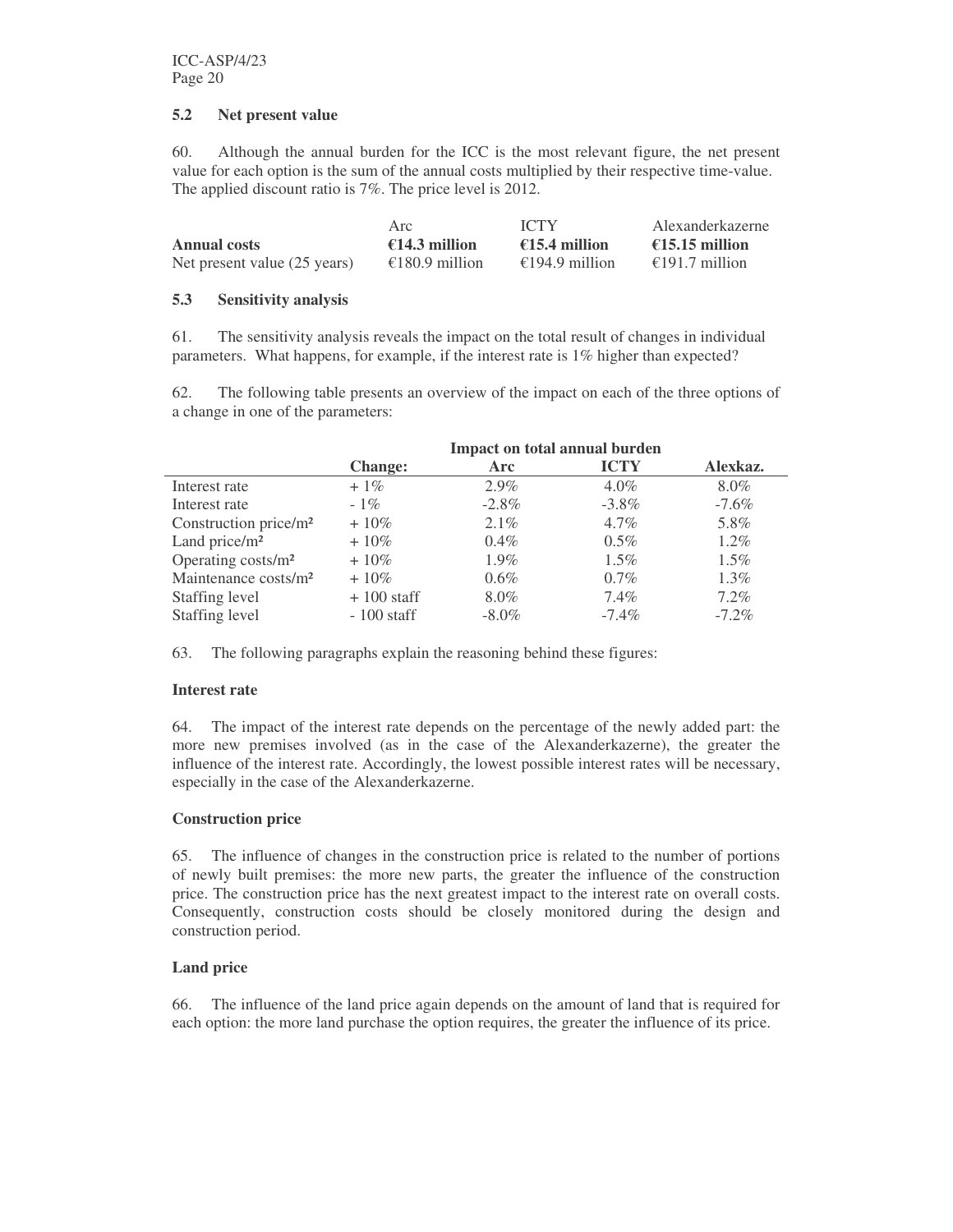### 5.2 Net present value

60. Although the annual burden for the ICC is the most relevant figure, the net present value for each option is the sum of the annual costs multiplied by their respective time-value. The applied discount ratio is 7%. The price level is 2012.

| | Arc | ICTY | Alexanderkazerne |
|---|---|---|---|
| **Annual costs** | **€14.3 million** | **€15.4 million** | **€15.15 million** |
| Net present value (25 years) | €180.9 million | €194.9 million | €191.7 million |

### 5.3 Sensitivity analysis

61. The sensitivity analysis reveals the impact on the total result of changes in individual parameters. What happens, for example, if the interest rate is 1% higher than expected?

62. The following table presents an overview of the impact on each of the three options of a change in one of the parameters:

| | | Impact on total annual burden | | |
|---|---|---|---|---|
| | **Change:** | **Arc** | **ICTY** | **Alexkaz.** |
| Interest rate | + 1% | 2.9% | 4.0% | 8.0% |
| Interest rate | - 1% | -2.8% | -3.8% | -7.6% |
| Construction price/m² | + 10% | 2.1% | 4.7% | 5.8% |
| Land price/m² | + 10% | 0.4% | 0.5% | 1.2% |
| Operating costs/m² | + 10% | 1.9% | 1.5% | 1.5% |
| Maintenance costs/m² | + 10% | 0.6% | 0.7% | 1.3% |
| Staffing level | + 100 staff | 8.0% | 7.4% | 7.2% |
| Staffing level | - 100 staff | -8.0% | -7.4% | -7.2% |

63. The following paragraphs explain the reasoning behind these figures:

**Interest rate**

64. The impact of the interest rate depends on the percentage of the newly added part: the more new premises involved (as in the case of the Alexanderkazerne), the greater the influence of the interest rate. Accordingly, the lowest possible interest rates will be necessary, especially in the case of the Alexanderkazerne.

**Construction price**

65. The influence of changes in the construction price is related to the number of portions of newly built premises: the more new parts, the greater the influence of the construction price. The construction price has the next greatest impact to the interest rate on overall costs. Consequently, construction costs should be closely monitored during the design and construction period.

**Land price**

66. The influence of the land price again depends on the amount of land that is required for each option: the more land purchase the option requires, the greater the influence of its price.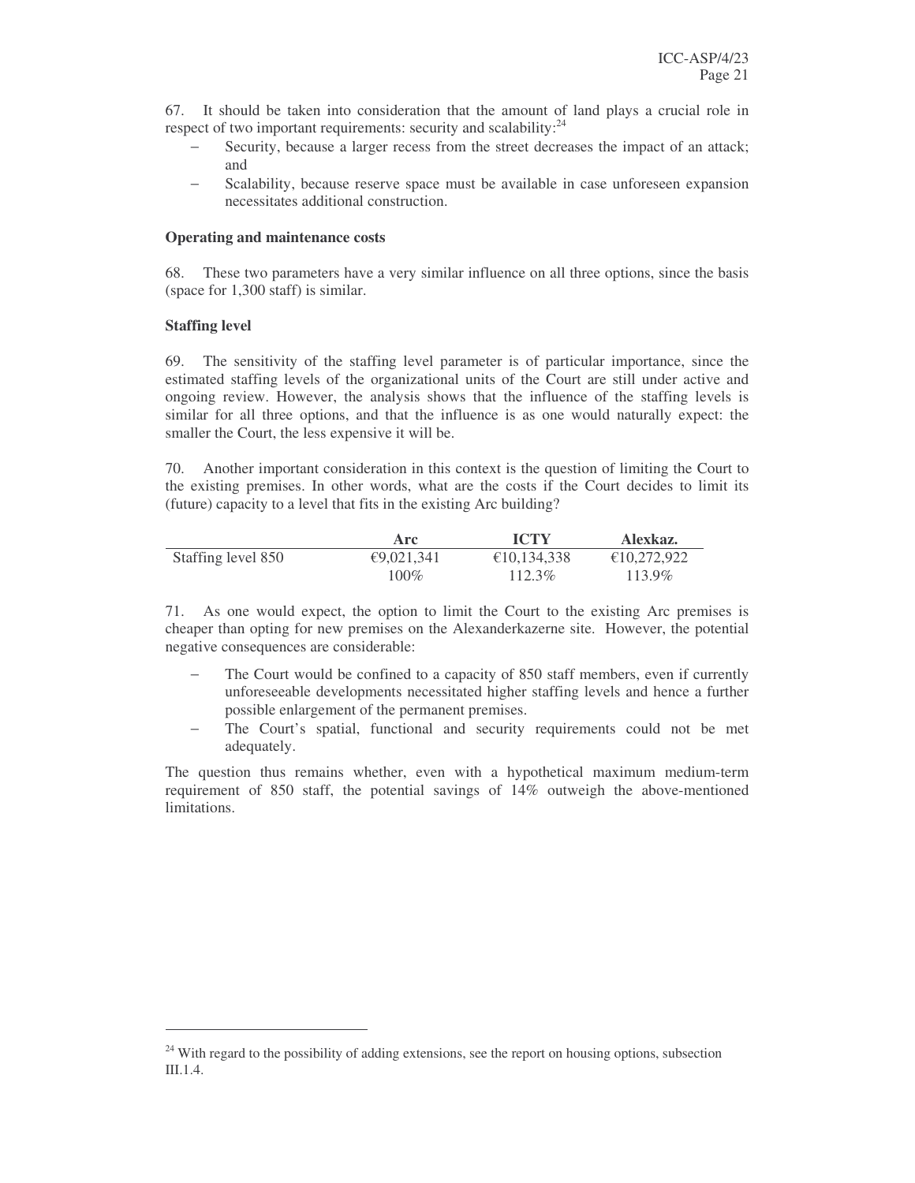67. It should be taken into consideration that the amount of land plays a crucial role in respect of two important requirements: security and scalability:[24]

- Security, because a larger recess from the street decreases the impact of an attack; and
- Scalability, because reserve space must be available in case unforeseen expansion necessitates additional construction.

**Operating and maintenance costs**

68. These two parameters have a very similar influence on all three options, since the basis (space for 1,300 staff) is similar.

**Staffing level**

69. The sensitivity of the staffing level parameter is of particular importance, since the estimated staffing levels of the organizational units of the Court are still under active and ongoing review. However, the analysis shows that the influence of the staffing levels is similar for all three options, and that the influence is as one would naturally expect: the smaller the Court, the less expensive it will be.

70. Another important consideration in this context is the question of limiting the Court to the existing premises. In other words, what are the costs if the Court decides to limit its (future) capacity to a level that fits in the existing Arc building?

| | **Arc** | **ICTY** | **Alexkaz.** |
|---|---|---|---|
| Staffing level 850 | €9,021,341 | €10,134,338 | €10,272,922 |
| | 100% | 112.3% | 113.9% |

71. As one would expect, the option to limit the Court to the existing Arc premises is cheaper than opting for new premises on the Alexanderkazerne site. However, the potential negative consequences are considerable:

- The Court would be confined to a capacity of 850 staff members, even if currently unforeseeable developments necessitated higher staffing levels and hence a further possible enlargement of the permanent premises.
- The Court's spatial, functional and security requirements could not be met adequately.

The question thus remains whether, even with a hypothetical maximum medium-term requirement of 850 staff, the potential savings of 14% outweigh the above-mentioned limitations.

[24] With regard to the possibility of adding extensions, see the report on housing options, subsection III.1.4.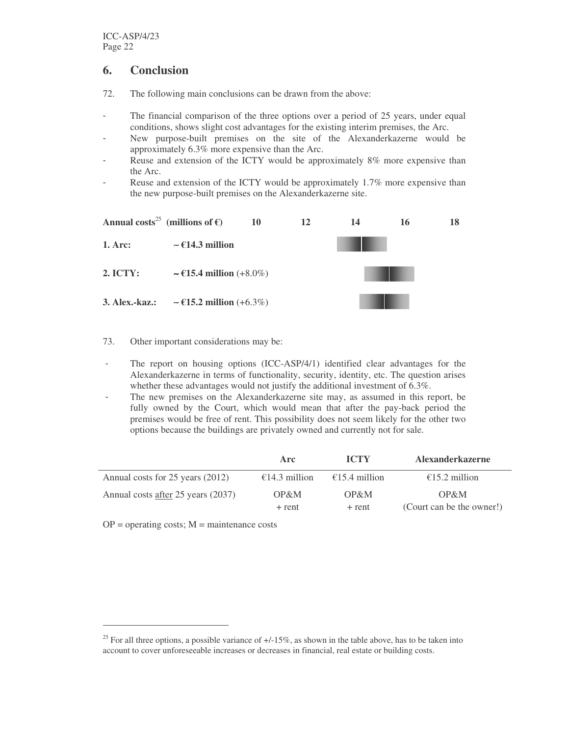## 6. Conclusion

72. The following main conclusions can be drawn from the above:

- The financial comparison of the three options over a period of 25 years, under equal conditions, shows slight cost advantages for the existing interim premises, the Arc.
- New purpose-built premises on the site of the Alexanderkazerne would be approximately 6.3% more expensive than the Arc.
- Reuse and extension of the ICTY would be approximately 8% more expensive than the Arc.
- Reuse and extension of the ICTY would be approximately 1.7% more expensive than the new purpose-built premises on the Alexanderkazerne site.

**Annual costs**[25] **(millions of €)** **10** **12** **14** **16** **18**

**1. Arc:** **~ €14.3 million**

**2. ICTY:** **~ €15.4 million** (+8.0%)

**3. Alex.-kaz.:** **~ €15.2 million** (+6.3%)

73. Other important considerations may be:

- The report on housing options (ICC-ASP/4/1) identified clear advantages for the Alexanderkazerne in terms of functionality, security, identity, etc. The question arises whether these advantages would not justify the additional investment of 6.3%.
- The new premises on the Alexanderkazerne site may, as assumed in this report, be fully owned by the Court, which would mean that after the pay-back period the premises would be free of rent. This possibility does not seem likely for the other two options because the buildings are privately owned and currently not for sale.

| | Arc | ICTY | Alexanderkazerne |
|---|---|---|---|
| Annual costs for 25 years (2012) | €14.3 million | €15.4 million | €15.2 million |
| Annual costs after 25 years (2037) | OP&M + rent | OP&M + rent | OP&M (Court can be the owner!) |

OP = operating costs; M = maintenance costs

[25] For all three options, a possible variance of +/-15%, as shown in the table above, has to be taken into account to cover unforeseeable increases or decreases in financial, real estate or building costs.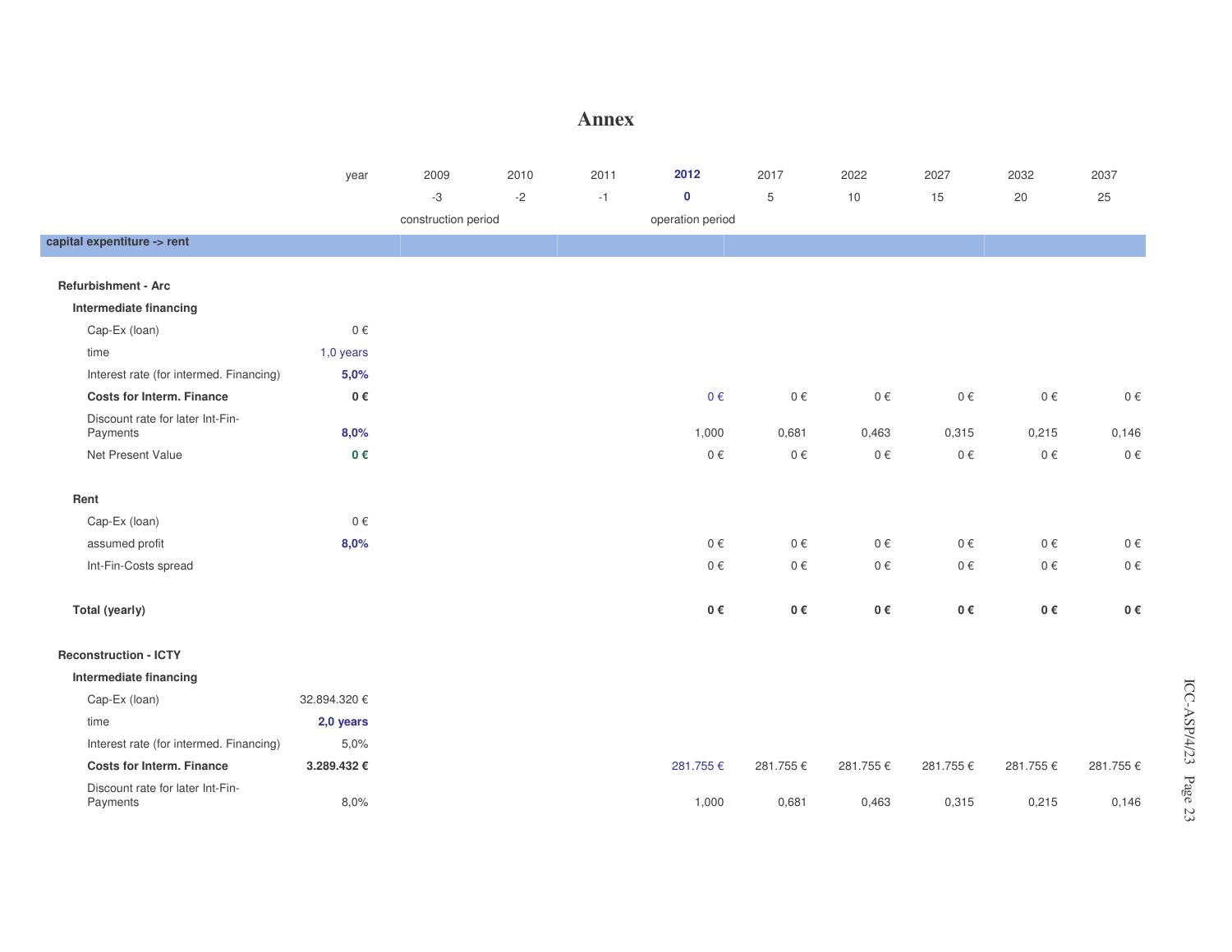# Annex

| year | | 2009 | 2010 | 2011 | 2012 | 2017 | 2022 | 2027 | 2032 | 2037 |
|---|---|---|---|---|---|---|---|---|---|---|
| | | -3 | -2 | -1 | 0 | 5 | 10 | 15 | 20 | 25 |
| | | construction period | | | operation period | | | | | |
| **capital expentiture -> rent** | | | | | | | | | | |
| **Refurbishment - Arc** | | | | | | | | | | |
| **Intermediate financing** | | | | | | | | | | |
| Cap-Ex (loan) | 0 € | | | | | | | | | |
| time | 1,0 years | | | | | | | | | |
| Interest rate (for intermed. Financing) | **5,0%** | | | | | | | | | |
| **Costs for Interm. Finance** | **0 €** | | | | 0 € | 0 € | 0 € | 0 € | 0 € | 0 € |
| Discount rate for later Int-Fin-Payments | **8,0%** | | | | 1,000 | 0,681 | 0,463 | 0,315 | 0,215 | 0,146 |
| Net Present Value | **0 €** | | | | 0 € | 0 € | 0 € | 0 € | 0 € | 0 € |
| **Rent** | | | | | | | | | | |
| Cap-Ex (loan) | 0 € | | | | | | | | | |
| assumed profit | **8,0%** | | | | 0 € | 0 € | 0 € | 0 € | 0 € | 0 € |
| Int-Fin-Costs spread | | | | | 0 € | 0 € | 0 € | 0 € | 0 € | 0 € |
| **Total (yearly)** | | | | | **0 €** | **0 €** | **0 €** | **0 €** | **0 €** | **0 €** |
| **Reconstruction - ICTY** | | | | | | | | | | |
| **Intermediate financing** | | | | | | | | | | |
| Cap-Ex (loan) | 32.894.320 € | | | | | | | | | |
| time | **2,0 years** | | | | | | | | | |
| Interest rate (for intermed. Financing) | 5,0% | | | | | | | | | |
| **Costs for Interm. Finance** | **3.289.432 €** | | | | 281.755 € | 281.755 € | 281.755 € | 281.755 € | 281.755 € | 281.755 € |
| Discount rate for later Int-Fin-Payments | 8,0% | | | | 1,000 | 0,681 | 0,463 | 0,315 | 0,215 | 0,146 |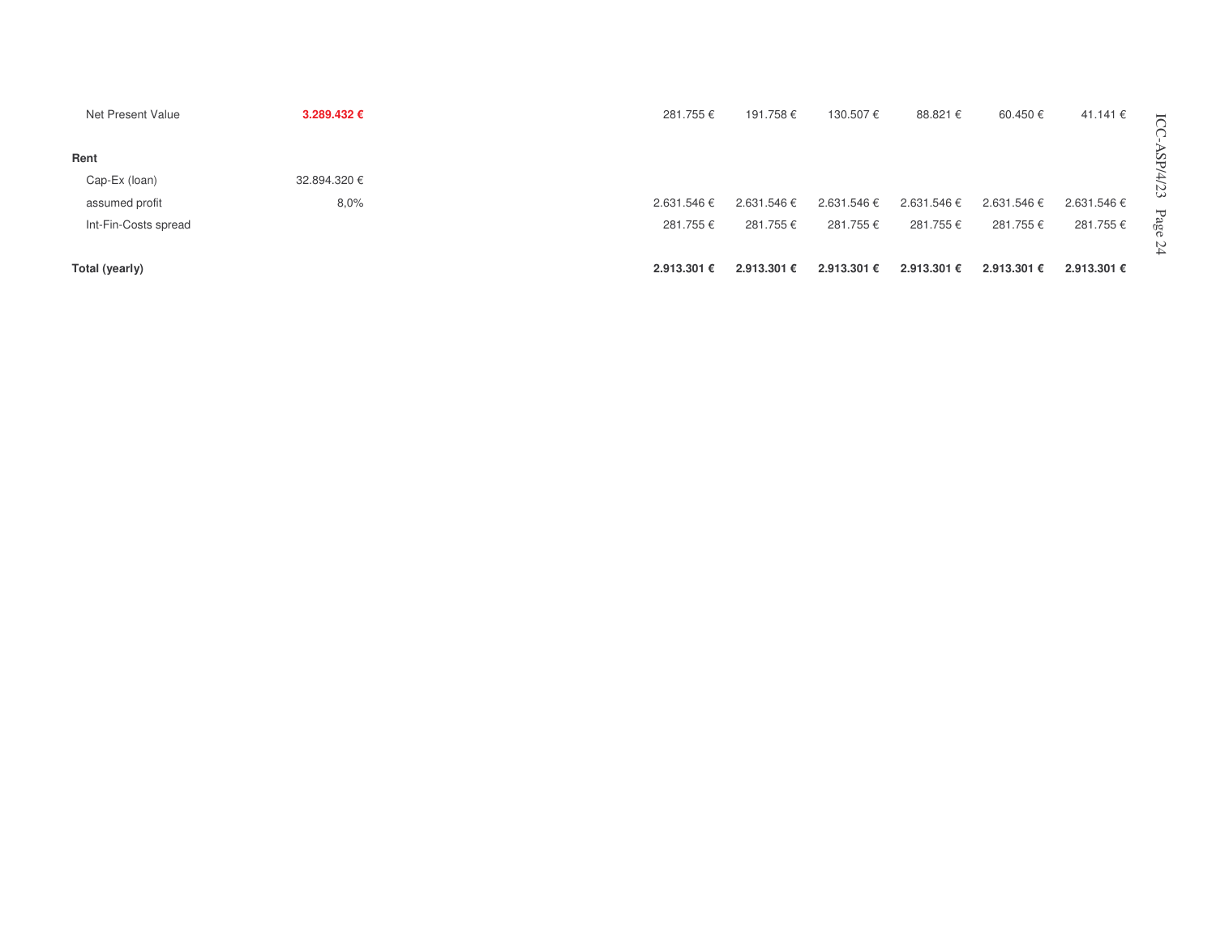| | | | | | | | | |
|---|---|---|---|---|---|---|---|---|
| Net Present Value | **3.289.432 €** | | 281.755 € | 191.758 € | 130.507 € | 88.821 € | 60.450 € | 41.141 € |
| | | | | | | | | |
| **Rent** | | | | | | | | |
| Cap-Ex (loan) | 32.894.320 € | | | | | | | |
| assumed profit | 8,0% | | 2.631.546 € | 2.631.546 € | 2.631.546 € | 2.631.546 € | 2.631.546 € | 2.631.546 € |
| Int-Fin-Costs spread | | | 281.755 € | 281.755 € | 281.755 € | 281.755 € | 281.755 € | 281.755 € |
| | | | | | | | | |
| **Total (yearly)** | | | **2.913.301 €** | **2.913.301 €** | **2.913.301 €** | **2.913.301 €** | **2.913.301 €** | **2.913.301 €** |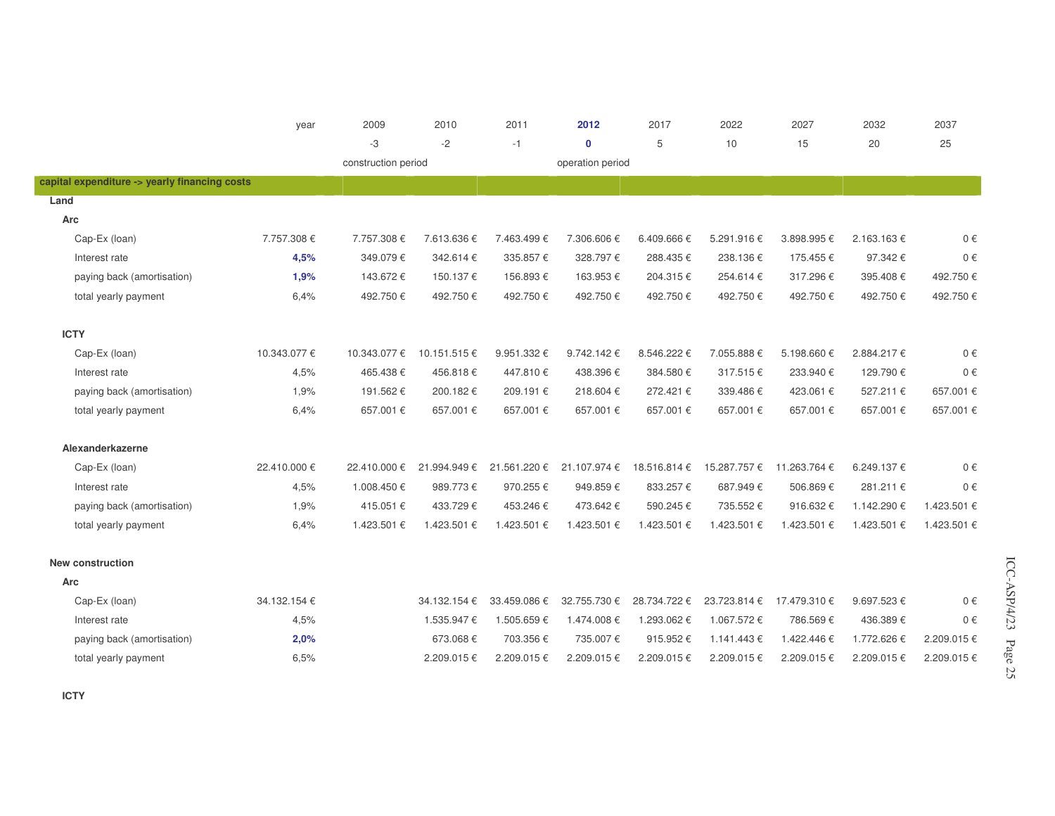| | year | 2009 | 2010 | 2011 | 2012 | 2017 | 2022 | 2027 | 2032 | 2037 |
|---|---|---|---|---|---|---|---|---|---|---|
| | | -3 | -2 | -1 | 0 | 5 | 10 | 15 | 20 | 25 |
| | | construction period | | | operation period | | | | | |
| **capital expenditure -> yearly financing costs** | | | | | | | | | | |
| **Land** | | | | | | | | | | |
| **Arc** | | | | | | | | | | |
| Cap-Ex (loan) | 7.757.308 € | 7.757.308 € | 7.613.636 € | 7.463.499 € | 7.306.606 € | 6.409.666 € | 5.291.916 € | 3.898.995 € | 2.163.163 € | 0 € |
| Interest rate | **4,5%** | 349.079 € | 342.614 € | 335.857 € | 328.797 € | 288.435 € | 238.136 € | 175.455 € | 97.342 € | 0 € |
| paying back (amortisation) | **1,9%** | 143.672 € | 150.137 € | 156.893 € | 163.953 € | 204.315 € | 254.614 € | 317.296 € | 395.408 € | 492.750 € |
| total yearly payment | 6,4% | 492.750 € | 492.750 € | 492.750 € | 492.750 € | 492.750 € | 492.750 € | 492.750 € | 492.750 € | 492.750 € |
| **ICTY** | | | | | | | | | | |
| Cap-Ex (loan) | 10.343.077 € | 10.343.077 € | 10.151.515 € | 9.951.332 € | 9.742.142 € | 8.546.222 € | 7.055.888 € | 5.198.660 € | 2.884.217 € | 0 € |
| Interest rate | 4,5% | 465.438 € | 456.818 € | 447.810 € | 438.396 € | 384.580 € | 317.515 € | 233.940 € | 129.790 € | 0 € |
| paying back (amortisation) | 1,9% | 191.562 € | 200.182 € | 209.191 € | 218.604 € | 272.421 € | 339.486 € | 423.061 € | 527.211 € | 657.001 € |
| total yearly payment | 6,4% | 657.001 € | 657.001 € | 657.001 € | 657.001 € | 657.001 € | 657.001 € | 657.001 € | 657.001 € | 657.001 € |
| **Alexanderkazerne** | | | | | | | | | | |
| Cap-Ex (loan) | 22.410.000 € | 22.410.000 € | 21.994.949 € | 21.561.220 € | 21.107.974 € | 18.516.814 € | 15.287.757 € | 11.263.764 € | 6.249.137 € | 0 € |
| Interest rate | 4,5% | 1.008.450 € | 989.773 € | 970.255 € | 949.859 € | 833.257 € | 687.949 € | 506.869 € | 281.211 € | 0 € |
| paying back (amortisation) | 1,9% | 415.051 € | 433.729 € | 453.246 € | 473.642 € | 590.245 € | 735.552 € | 916.632 € | 1.142.290 € | 1.423.501 € |
| total yearly payment | 6,4% | 1.423.501 € | 1.423.501 € | 1.423.501 € | 1.423.501 € | 1.423.501 € | 1.423.501 € | 1.423.501 € | 1.423.501 € | 1.423.501 € |
| **New construction** | | | | | | | | | | |
| **Arc** | | | | | | | | | | |
| Cap-Ex (loan) | 34.132.154 € | | 34.132.154 € | 33.459.086 € | 32.755.730 € | 28.734.722 € | 23.723.814 € | 17.479.310 € | 9.697.523 € | 0 € |
| Interest rate | 4,5% | | 1.535.947 € | 1.505.659 € | 1.474.008 € | 1.293.062 € | 1.067.572 € | 786.569 € | 436.389 € | 0 € |
| paying back (amortisation) | **2,0%** | | 673.068 € | 703.356 € | 735.007 € | 915.952 € | 1.141.443 € | 1.422.446 € | 1.772.626 € | 2.209.015 € |
| total yearly payment | 6,5% | | 2.209.015 € | 2.209.015 € | 2.209.015 € | 2.209.015 € | 2.209.015 € | 2.209.015 € | 2.209.015 € | 2.209.015 € |
| **ICTY** | | | | | | | | | | |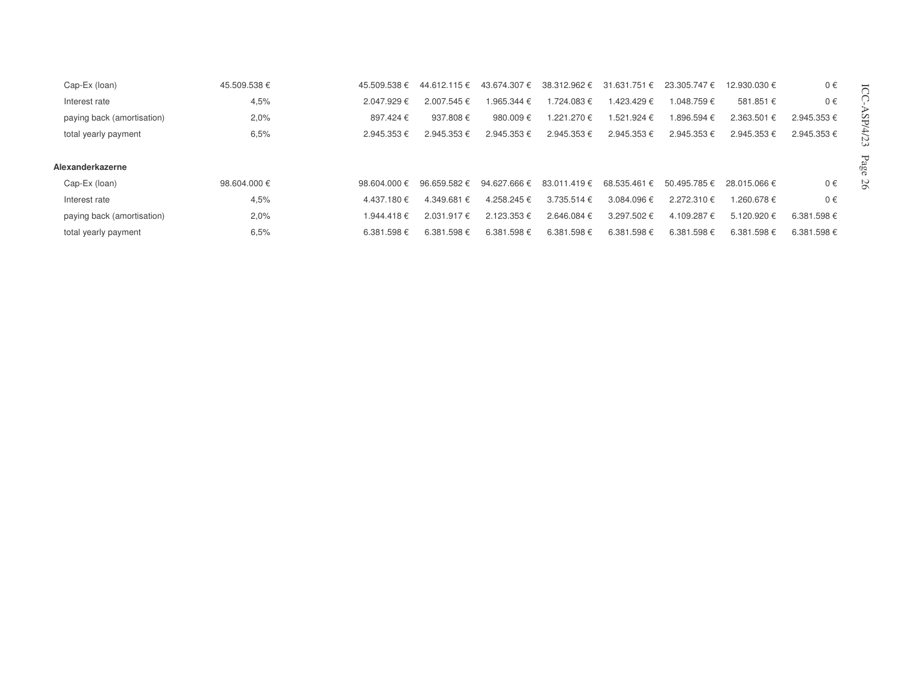| | | | | | | | | | |
|---|---|---|---|---|---|---|---|---|---|
| Cap-Ex (loan) | 45.509.538 € | 45.509.538 € | 44.612.115 € | 43.674.307 € | 38.312.962 € | 31.631.751 € | 23.305.747 € | 12.930.030 € | 0 € |
| Interest rate | 4,5% | 2.047.929 € | 2.007.545 € | 1.965.344 € | 1.724.083 € | 1.423.429 € | 1.048.759 € | 581.851 € | 0 € |
| paying back (amortisation) | 2,0% | 897.424 € | 937.808 € | 980.009 € | 1.221.270 € | 1.521.924 € | 1.896.594 € | 2.363.501 € | 2.945.353 € |
| total yearly payment | 6,5% | 2.945.353 € | 2.945.353 € | 2.945.353 € | 2.945.353 € | 2.945.353 € | 2.945.353 € | 2.945.353 € | 2.945.353 € |
| **Alexanderkazerne** | | | | | | | | | |
| Cap-Ex (loan) | 98.604.000 € | 98.604.000 € | 96.659.582 € | 94.627.666 € | 83.011.419 € | 68.535.461 € | 50.495.785 € | 28.015.066 € | 0 € |
| Interest rate | 4,5% | 4.437.180 € | 4.349.681 € | 4.258.245 € | 3.735.514 € | 3.084.096 € | 2.272.310 € | 1.260.678 € | 0 € |
| paying back (amortisation) | 2,0% | 1.944.418 € | 2.031.917 € | 2.123.353 € | 2.646.084 € | 3.297.502 € | 4.109.287 € | 5.120.920 € | 6.381.598 € |
| total yearly payment | 6,5% | 6.381.598 € | 6.381.598 € | 6.381.598 € | 6.381.598 € | 6.381.598 € | 6.381.598 € | 6.381.598 € | 6.381.598 € |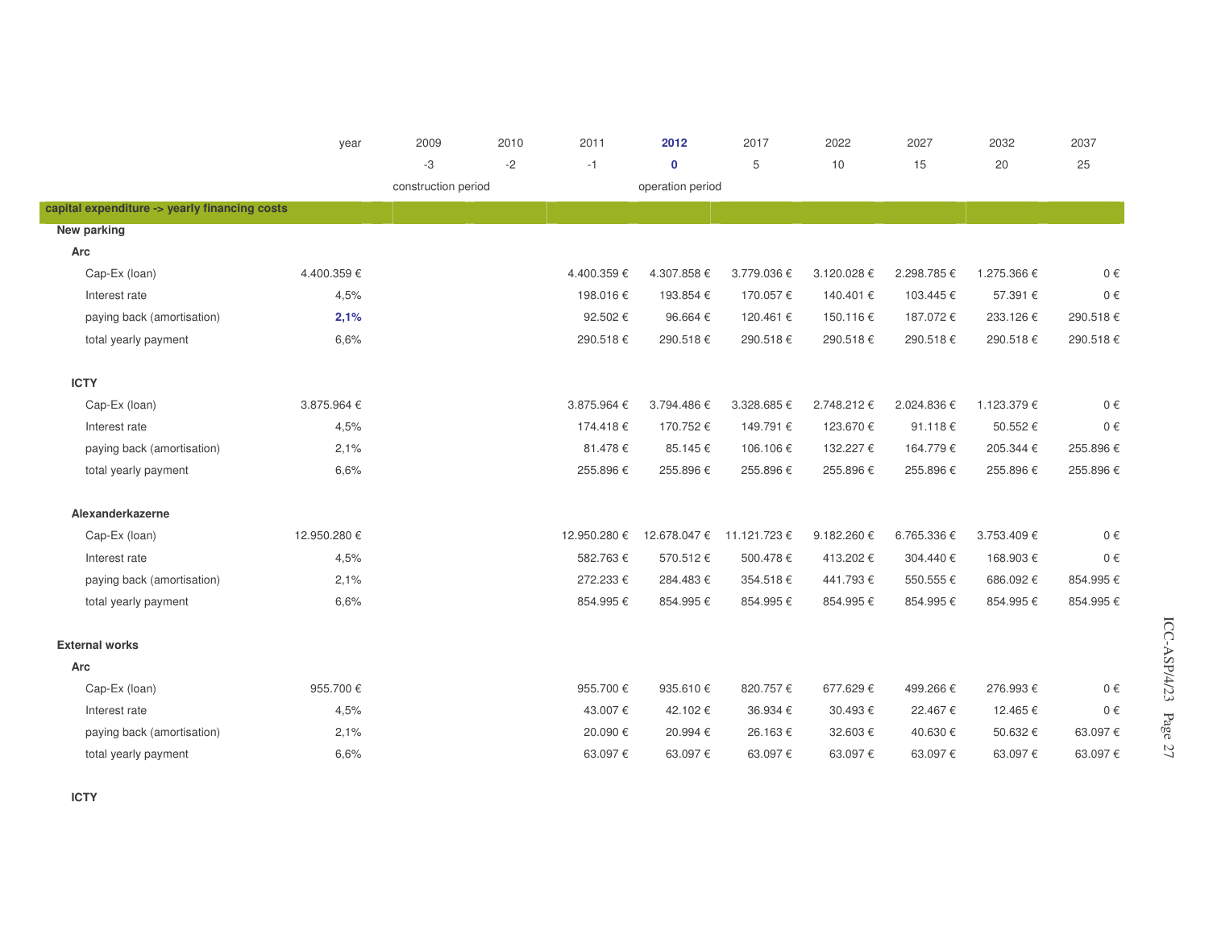| year | | 2009 | 2010 | 2011 | 2012 | 2017 | 2022 | 2027 | 2032 | 2037 |
|---|---|---|---|---|---|---|---|---|---|---|
| | | -3 | -2 | -1 | 0 | 5 | 10 | 15 | 20 | 25 |
| | | construction period | | | operation period | | | | | |
| **capital expenditure -> yearly financing costs** | | | | | | | | | | |
| **New parking** | | | | | | | | | | |
| **Arc** | | | | | | | | | | |
| Cap-Ex (loan) | 4.400.359 € | | | 4.400.359 € | 4.307.858 € | 3.779.036 € | 3.120.028 € | 2.298.785 € | 1.275.366 € | 0 € |
| Interest rate | 4,5% | | | 198.016 € | 193.854 € | 170.057 € | 140.401 € | 103.445 € | 57.391 € | 0 € |
| paying back (amortisation) | **2,1%** | | | 92.502 € | 96.664 € | 120.461 € | 150.116 € | 187.072 € | 233.126 € | 290.518 € |
| total yearly payment | 6,6% | | | 290.518 € | 290.518 € | 290.518 € | 290.518 € | 290.518 € | 290.518 € | 290.518 € |
| **ICTY** | | | | | | | | | | |
| Cap-Ex (loan) | 3.875.964 € | | | 3.875.964 € | 3.794.486 € | 3.328.685 € | 2.748.212 € | 2.024.836 € | 1.123.379 € | 0 € |
| Interest rate | 4,5% | | | 174.418 € | 170.752 € | 149.791 € | 123.670 € | 91.118 € | 50.552 € | 0 € |
| paying back (amortisation) | 2,1% | | | 81.478 € | 85.145 € | 106.106 € | 132.227 € | 164.779 € | 205.344 € | 255.896 € |
| total yearly payment | 6,6% | | | 255.896 € | 255.896 € | 255.896 € | 255.896 € | 255.896 € | 255.896 € | 255.896 € |
| **Alexanderkazerne** | | | | | | | | | | |
| Cap-Ex (loan) | 12.950.280 € | | | 12.950.280 € | 12.678.047 € | 11.121.723 € | 9.182.260 € | 6.765.336 € | 3.753.409 € | 0 € |
| Interest rate | 4,5% | | | 582.763 € | 570.512 € | 500.478 € | 413.202 € | 304.440 € | 168.903 € | 0 € |
| paying back (amortisation) | 2,1% | | | 272.233 € | 284.483 € | 354.518 € | 441.793 € | 550.555 € | 686.092 € | 854.995 € |
| total yearly payment | 6,6% | | | 854.995 € | 854.995 € | 854.995 € | 854.995 € | 854.995 € | 854.995 € | 854.995 € |
| **External works** | | | | | | | | | | |
| **Arc** | | | | | | | | | | |
| Cap-Ex (loan) | 955.700 € | | | 955.700 € | 935.610 € | 820.757 € | 677.629 € | 499.266 € | 276.993 € | 0 € |
| Interest rate | 4,5% | | | 43.007 € | 42.102 € | 36.934 € | 30.493 € | 22.467 € | 12.465 € | 0 € |
| paying back (amortisation) | 2,1% | | | 20.090 € | 20.994 € | 26.163 € | 32.603 € | 40.630 € | 50.632 € | 63.097 € |
| total yearly payment | 6,6% | | | 63.097 € | 63.097 € | 63.097 € | 63.097 € | 63.097 € | 63.097 € | 63.097 € |
| **ICTY** | | | | | | | | | | |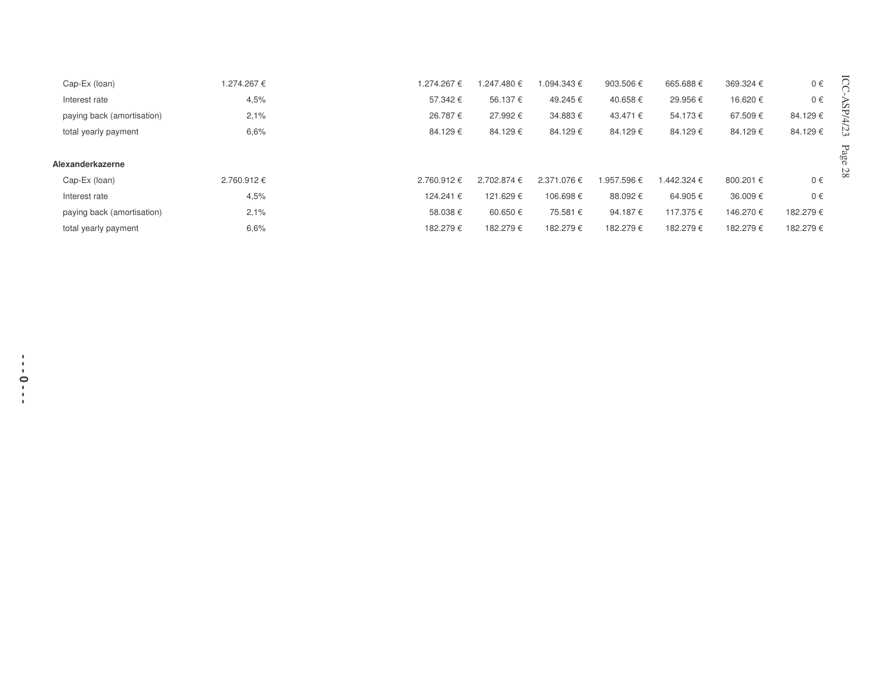| | | | | | | | | |
|---|---|---|---|---|---|---|---|---|
| Cap-Ex (loan) | 1.274.267 € | 1.274.267 € | 1.247.480 € | 1.094.343 € | 903.506 € | 665.688 € | 369.324 € | 0 € |
| Interest rate | 4,5% | 57.342 € | 56.137 € | 49.245 € | 40.658 € | 29.956 € | 16.620 € | 0 € |
| paying back (amortisation) | 2,1% | 26.787 € | 27.992 € | 34.883 € | 43.471 € | 54.173 € | 67.509 € | 84.129 € |
| total yearly payment | 6,6% | 84.129 € | 84.129 € | 84.129 € | 84.129 € | 84.129 € | 84.129 € | 84.129 € |
| **Alexanderkazerne** | | | | | | | | |
| Cap-Ex (loan) | 2.760.912 € | 2.760.912 € | 2.702.874 € | 2.371.076 € | 1.957.596 € | 1.442.324 € | 800.201 € | 0 € |
| Interest rate | 4,5% | 124.241 € | 121.629 € | 106.698 € | 88.092 € | 64.905 € | 36.009 € | 0 € |
| paying back (amortisation) | 2,1% | 58.038 € | 60.650 € | 75.581 € | 94.187 € | 117.375 € | 146.270 € | 182.279 € |
| total yearly payment | 6,6% | 182.279 € | 182.279 € | 182.279 € | 182.279 € | 182.279 € | 182.279 € | 182.279 € |

---0---